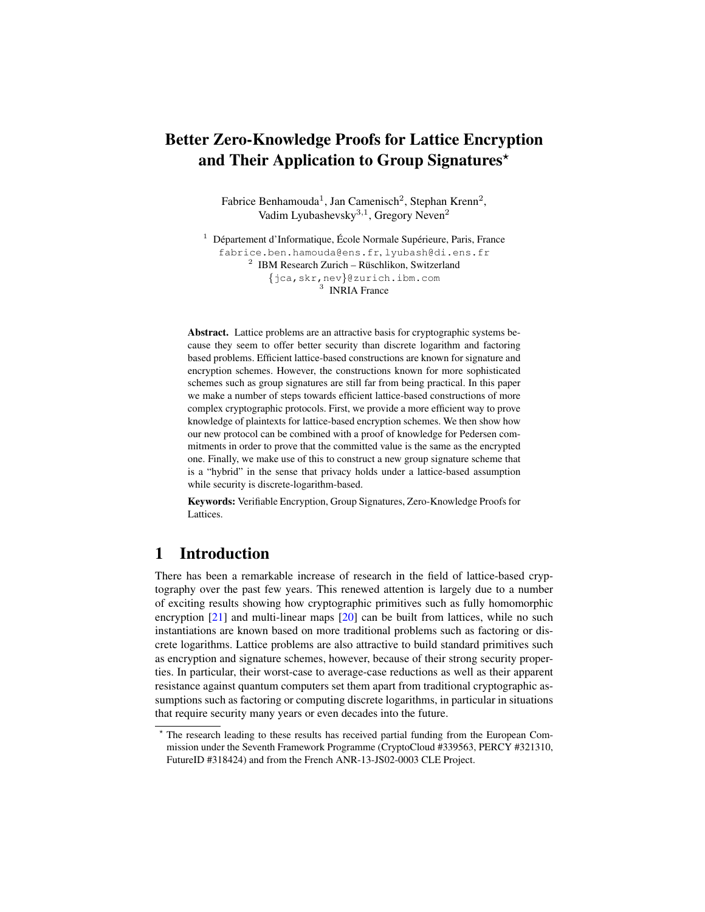# Better Zero-Knowledge Proofs for Lattice Encryption and Their Application to Group Signatures*

Fabrice Benhamouda[1], Jan Camenisch[2], Stephan Krenn[2], Vadim Lyubashevsky[3,1], Gregory Neven[2]

[1] Département d'Informatique, École Normale Supérieure, Paris, France
fabrice.ben.hamouda@ens.fr, lyubash@di.ens.fr
[2] IBM Research Zurich – Rüschlikon, Switzerland
{jca,skr,nev}@zurich.ibm.com
[3] INRIA France

**Abstract.** Lattice problems are an attractive basis for cryptographic systems because they seem to offer better security than discrete logarithm and factoring based problems. Efficient lattice-based constructions are known for signature and encryption schemes. However, the constructions known for more sophisticated schemes such as group signatures are still far from being practical. In this paper we make a number of steps towards efficient lattice-based constructions of more complex cryptographic protocols. First, we provide a more efficient way to prove knowledge of plaintexts for lattice-based encryption schemes. We then show how our new protocol can be combined with a proof of knowledge for Pedersen commitments in order to prove that the committed value is the same as the encrypted one. Finally, we make use of this to construct a new group signature scheme that is a "hybrid" in the sense that privacy holds under a lattice-based assumption while security is discrete-logarithm-based.

**Keywords:** Verifiable Encryption, Group Signatures, Zero-Knowledge Proofs for Lattices.

## 1 Introduction

There has been a remarkable increase of research in the field of lattice-based cryptography over the past few years. This renewed attention is largely due to a number of exciting results showing how cryptographic primitives such as fully homomorphic encryption [21] and multi-linear maps [20] can be built from lattices, while no such instantiations are known based on more traditional problems such as factoring or discrete logarithms. Lattice problems are also attractive to build standard primitives such as encryption and signature schemes, however, because of their strong security properties. In particular, their worst-case to average-case reductions as well as their apparent resistance against quantum computers set them apart from traditional cryptographic assumptions such as factoring or computing discrete logarithms, in particular in situations that require security many years or even decades into the future.

* The research leading to these results has received partial funding from the European Commission under the Seventh Framework Programme (CryptoCloud #339563, PERCY #321310, FutureID #318424) and from the French ANR-13-JS02-0003 CLE Project.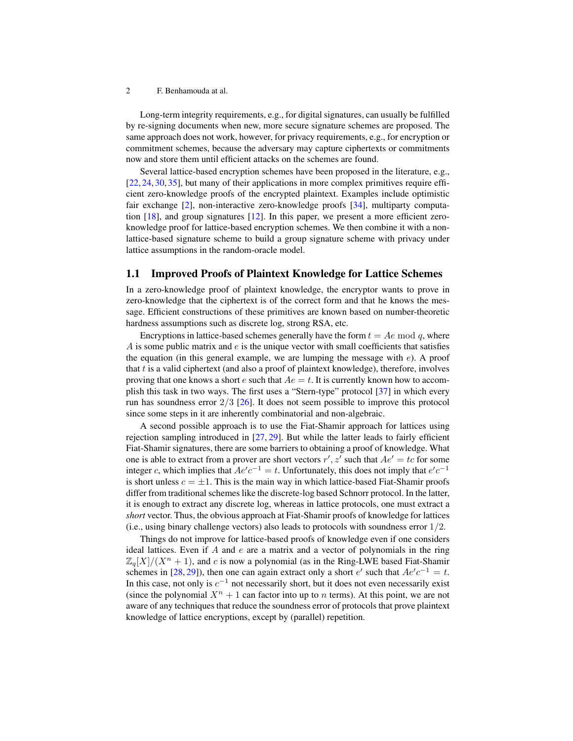Long-term integrity requirements, e.g., for digital signatures, can usually be fulfilled by re-signing documents when new, more secure signature schemes are proposed. The same approach does not work, however, for privacy requirements, e.g., for encryption or commitment schemes, because the adversary may capture ciphertexts or commitments now and store them until efficient attacks on the schemes are found.

Several lattice-based encryption schemes have been proposed in the literature, e.g., [22, 24, 30, 35], but many of their applications in more complex primitives require efficient zero-knowledge proofs of the encrypted plaintext. Examples include optimistic fair exchange [2], non-interactive zero-knowledge proofs [34], multiparty computation [18], and group signatures [12]. In this paper, we present a more efficient zero-knowledge proof for lattice-based encryption schemes. We then combine it with a non-lattice-based signature scheme to build a group signature scheme with privacy under lattice assumptions in the random-oracle model.

## 1.1 Improved Proofs of Plaintext Knowledge for Lattice Schemes

In a zero-knowledge proof of plaintext knowledge, the encryptor wants to prove in zero-knowledge that the ciphertext is of the correct form and that he knows the message. Efficient constructions of these primitives are known based on number-theoretic hardness assumptions such as discrete log, strong RSA, etc.

Encryptions in lattice-based schemes generally have the form $t = Ae \bmod q$, where $A$ is some public matrix and $e$ is the unique vector with small coefficients that satisfies the equation (in this general example, we are lumping the message with $e$). A proof that $t$ is a valid ciphertext (and also a proof of plaintext knowledge), therefore, involves proving that one knows a short $e$ such that $Ae = t$. It is currently known how to accomplish this task in two ways. The first uses a "Stern-type" protocol [37] in which every run has soundness error $2/3$ [26]. It does not seem possible to improve this protocol since some steps in it are inherently combinatorial and non-algebraic.

A second possible approach is to use the Fiat-Shamir approach for lattices using rejection sampling introduced in [27, 29]. But while the latter leads to fairly efficient Fiat-Shamir signatures, there are some barriers to obtaining a proof of knowledge. What one is able to extract from a prover are short vectors $r', z'$ such that $Ae' = tc$ for some integer $c$, which implies that $Ae'c^{-1} = t$. Unfortunately, this does not imply that $e'c^{-1}$ is short unless $c = \pm 1$. This is the main way in which lattice-based Fiat-Shamir proofs differ from traditional schemes like the discrete-log based Schnorr protocol. In the latter, it is enough to extract any discrete log, whereas in lattice protocols, one must extract a *short* vector. Thus, the obvious approach at Fiat-Shamir proofs of knowledge for lattices (i.e., using binary challenge vectors) also leads to protocols with soundness error $1/2$.

Things do not improve for lattice-based proofs of knowledge even if one considers ideal lattices. Even if $A$ and $e$ are a matrix and a vector of polynomials in the ring $\mathbb{Z}_q[X]/(X^n + 1)$, and $c$ is now a polynomial (as in the Ring-LWE based Fiat-Shamir schemes in [28, 29]), then one can again extract only a short $e'$ such that $Ae'c^{-1} = t$. In this case, not only is $c^{-1}$ not necessarily short, but it does not even necessarily exist (since the polynomial $X^n + 1$ can factor into up to $n$ terms). At this point, we are not aware of any techniques that reduce the soundness error of protocols that prove plaintext knowledge of lattice encryptions, except by (parallel) repetition.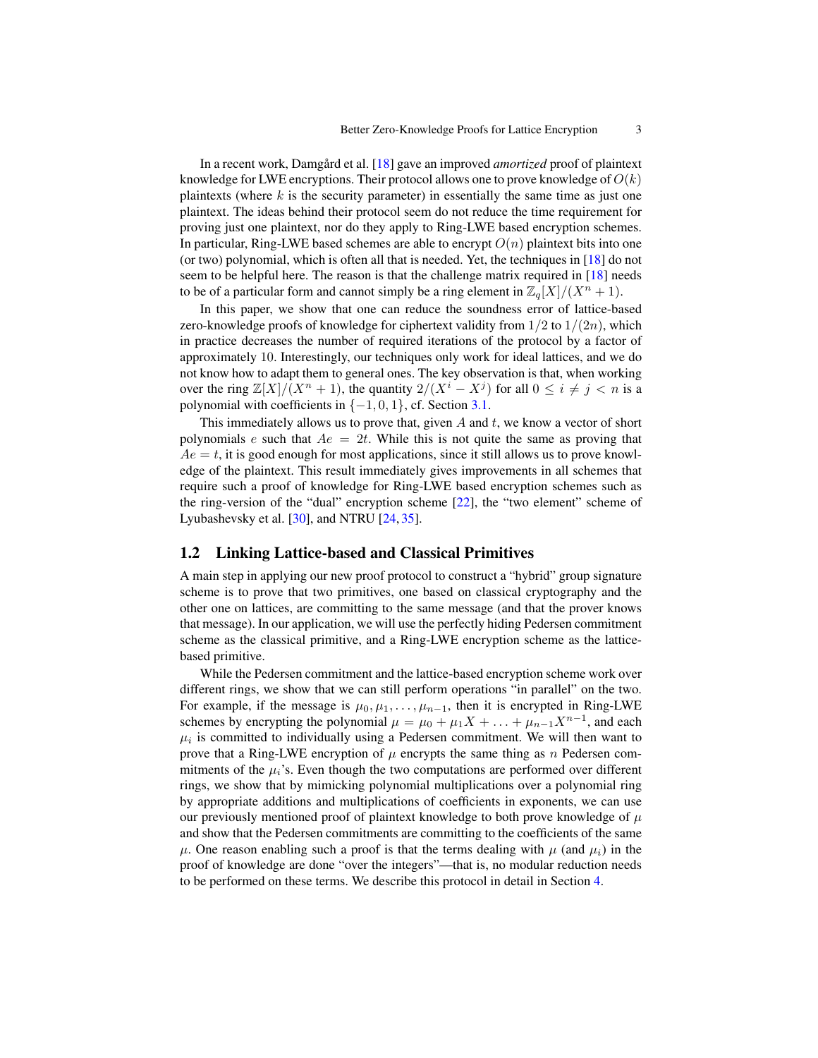In a recent work, Damgård et al. [18] gave an improved *amortized* proof of plaintext knowledge for LWE encryptions. Their protocol allows one to prove knowledge of $O(k)$ plaintexts (where $k$ is the security parameter) in essentially the same time as just one plaintext. The ideas behind their protocol seem do not reduce the time requirement for proving just one plaintext, nor do they apply to Ring-LWE based encryption schemes. In particular, Ring-LWE based schemes are able to encrypt $O(n)$ plaintext bits into one (or two) polynomial, which is often all that is needed. Yet, the techniques in [18] do not seem to be helpful here. The reason is that the challenge matrix required in [18] needs to be of a particular form and cannot simply be a ring element in $\mathbb{Z}_q[X]/(X^n+1)$.

In this paper, we show that one can reduce the soundness error of lattice-based zero-knowledge proofs of knowledge for ciphertext validity from $1/2$ to $1/(2n)$, which in practice decreases the number of required iterations of the protocol by a factor of approximately 10. Interestingly, our techniques only work for ideal lattices, and we do not know how to adapt them to general ones. The key observation is that, when working over the ring $\mathbb{Z}[X]/(X^n+1)$, the quantity $2/(X^i - X^j)$ for all $0 \le i \ne j < n$ is a polynomial with coefficients in $\{-1, 0, 1\}$, cf. Section 3.1.

This immediately allows us to prove that, given $A$ and $t$, we know a vector of short polynomials $e$ such that $Ae = 2t$. While this is not quite the same as proving that $Ae = t$, it is good enough for most applications, since it still allows us to prove knowledge of the plaintext. This result immediately gives improvements in all schemes that require such a proof of knowledge for Ring-LWE based encryption schemes such as the ring-version of the "dual" encryption scheme [22], the "two element" scheme of Lyubashevsky et al. [30], and NTRU [24, 35].

## 1.2 Linking Lattice-based and Classical Primitives

A main step in applying our new proof protocol to construct a "hybrid" group signature scheme is to prove that two primitives, one based on classical cryptography and the other one on lattices, are committing to the same message (and that the prover knows that message). In our application, we will use the perfectly hiding Pedersen commitment scheme as the classical primitive, and a Ring-LWE encryption scheme as the lattice-based primitive.

While the Pedersen commitment and the lattice-based encryption scheme work over different rings, we show that we can still perform operations "in parallel" on the two. For example, if the message is $\mu_0, \mu_1, \ldots, \mu_{n-1}$, then it is encrypted in Ring-LWE schemes by encrypting the polynomial $\mu = \mu_0 + \mu_1 X + \ldots + \mu_{n-1}X^{n-1}$, and each $\mu_i$ is committed to individually using a Pedersen commitment. We will then want to prove that a Ring-LWE encryption of $\mu$ encrypts the same thing as $n$ Pedersen commitments of the $\mu_i$'s. Even though the two computations are performed over different rings, we show that by mimicking polynomial multiplications over a polynomial ring by appropriate additions and multiplications of coefficients in exponents, we can use our previously mentioned proof of plaintext knowledge to both prove knowledge of $\mu$ and show that the Pedersen commitments are committing to the coefficients of the same $\mu$. One reason enabling such a proof is that the terms dealing with $\mu$ (and $\mu_i$) in the proof of knowledge are done "over the integers"—that is, no modular reduction needs to be performed on these terms. We describe this protocol in detail in Section 4.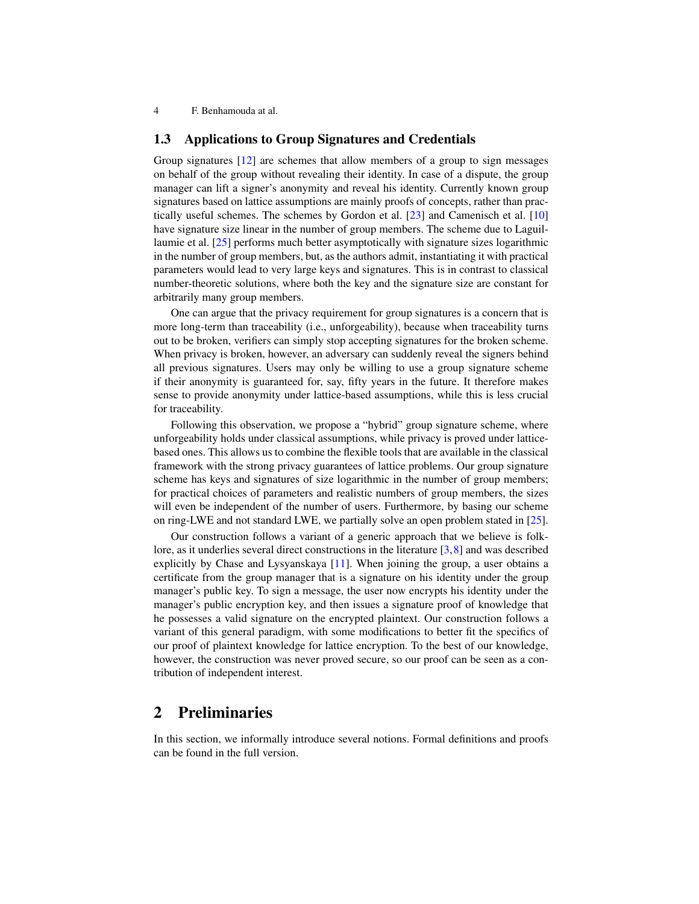### 1.3 Applications to Group Signatures and Credentials

Group signatures [12] are schemes that allow members of a group to sign messages on behalf of the group without revealing their identity. In case of a dispute, the group manager can lift a signer's anonymity and reveal his identity. Currently known group signatures based on lattice assumptions are mainly proofs of concepts, rather than practically useful schemes. The schemes by Gordon et al. [23] and Camenisch et al. [10] have signature size linear in the number of group members. The scheme due to Laguillaumie et al. [25] performs much better asymptotically with signature sizes logarithmic in the number of group members, but, as the authors admit, instantiating it with practical parameters would lead to very large keys and signatures. This is in contrast to classical number-theoretic solutions, where both the key and the signature size are constant for arbitrarily many group members.

One can argue that the privacy requirement for group signatures is a concern that is more long-term than traceability (i.e., unforgeability), because when traceability turns out to be broken, verifiers can simply stop accepting signatures for the broken scheme. When privacy is broken, however, an adversary can suddenly reveal the signers behind all previous signatures. Users may only be willing to use a group signature scheme if their anonymity is guaranteed for, say, fifty years in the future. It therefore makes sense to provide anonymity under lattice-based assumptions, while this is less crucial for traceability.

Following this observation, we propose a "hybrid" group signature scheme, where unforgeability holds under classical assumptions, while privacy is proved under lattice-based ones. This allows us to combine the flexible tools that are available in the classical framework with the strong privacy guarantees of lattice problems. Our group signature scheme has keys and signatures of size logarithmic in the number of group members; for practical choices of parameters and realistic numbers of group members, the sizes will even be independent of the number of users. Furthermore, by basing our scheme on ring-LWE and not standard LWE, we partially solve an open problem stated in [25].

Our construction follows a variant of a generic approach that we believe is folklore, as it underlies several direct constructions in the literature [3,8] and was described explicitly by Chase and Lysyanskaya [11]. When joining the group, a user obtains a certificate from the group manager that is a signature on his identity under the group manager's public key. To sign a message, the user now encrypts his identity under the manager's public encryption key, and then issues a signature proof of knowledge that he possesses a valid signature on the encrypted plaintext. Our construction follows a variant of this general paradigm, with some modifications to better fit the specifics of our proof of plaintext knowledge for lattice encryption. To the best of our knowledge, however, the construction was never proved secure, so our proof can be seen as a contribution of independent interest.

## 2 Preliminaries

In this section, we informally introduce several notions. Formal definitions and proofs can be found in the full version.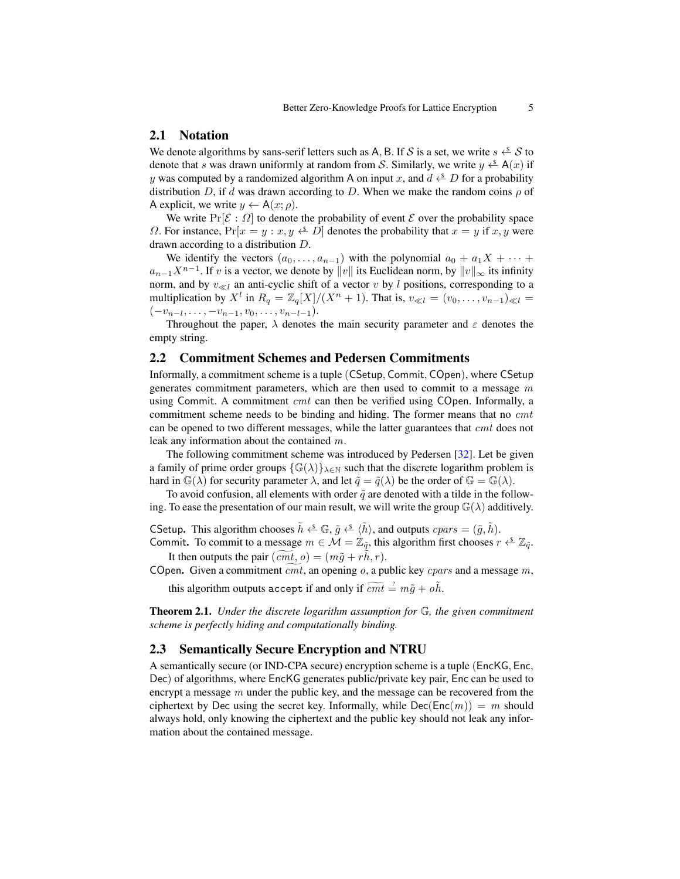## 2.1 Notation

We denote algorithms by sans-serif letters such as $\mathsf{A}, \mathsf{B}$. If $\mathcal{S}$ is a set, we write $s \xleftarrow{\$} \mathcal{S}$ to denote that $s$ was drawn uniformly at random from $\mathcal{S}$. Similarly, we write $y \xleftarrow{\$} \mathsf{A}(x)$ if $y$ was computed by a randomized algorithm $\mathsf{A}$ on input $x$, and $d \xleftarrow{\$} D$ for a probability distribution $D$, if $d$ was drawn according to $D$. When we make the random coins $\rho$ of $\mathsf{A}$ explicit, we write $y \leftarrow \mathsf{A}(x; \rho)$.

We write $\Pr[\mathcal{E} : \Omega]$ to denote the probability of event $\mathcal{E}$ over the probability space $\Omega$. For instance, $\Pr[x = y : x, y \xleftarrow{\$} D]$ denotes the probability that $x = y$ if $x, y$ were drawn according to a distribution $D$.

We identify the vectors $(a_0, \ldots, a_{n-1})$ with the polynomial $a_0 + a_1 X + \cdots + a_{n-1} X^{n-1}$. If $v$ is a vector, we denote by $\|v\|$ its Euclidean norm, by $\|v\|_\infty$ its infinity norm, and by $v_{\lll l}$ an anti-cyclic shift of a vector $v$ by $l$ positions, corresponding to a multiplication by $X^l$ in $R_q = \mathbb{Z}_q[X]/(X^n + 1)$. That is, $v_{\lll l} = (v_0, \ldots, v_{n-1})_{\lll l} = (-v_{n-l}, \ldots, -v_{n-1}, v_0, \ldots, v_{n-l-1})$.

Throughout the paper, $\lambda$ denotes the main security parameter and $\varepsilon$ denotes the empty string.

## 2.2 Commitment Schemes and Pedersen Commitments

Informally, a commitment scheme is a tuple $(\mathsf{CSetup}, \mathsf{Commit}, \mathsf{COpen})$, where $\mathsf{CSetup}$ generates commitment parameters, which are then used to commit to a message $m$ using $\mathsf{Commit}$. A commitment $cmt$ can then be verified using $\mathsf{COpen}$. Informally, a commitment scheme needs to be binding and hiding. The former means that no $cmt$ can be opened to two different messages, while the latter guarantees that $cmt$ does not leak any information about the contained $m$.

The following commitment scheme was introduced by Pedersen [32]. Let be given a family of prime order groups $\{\mathbb{G}(\lambda)\}_{\lambda \in \mathbb{N}}$ such that the discrete logarithm problem is hard in $\mathbb{G}(\lambda)$ for security parameter $\lambda$, and let $\tilde{q} = \tilde{q}(\lambda)$ be the order of $\mathbb{G} = \mathbb{G}(\lambda)$.

To avoid confusion, all elements with order $\tilde{q}$ are denoted with a tilde in the following. To ease the presentation of our main result, we will write the group $\mathbb{G}(\lambda)$ additively.

$\mathsf{CSetup}$. This algorithm chooses $\tilde{h} \xleftarrow{\$} \mathbb{G}$, $\tilde{g} \xleftarrow{\$} \langle \tilde{h} \rangle$, and outputs $cpars = (\tilde{g}, \tilde{h})$.

$\mathsf{Commit}$. To commit to a message $m \in \mathcal{M} = \mathbb{Z}_{\tilde{q}}$, this algorithm first chooses $r \xleftarrow{\$} \mathbb{Z}_{\tilde{q}}$. It then outputs the pair $(\widetilde{cmt}, o) = (m\tilde{g} + r\tilde{h}, r)$.

$\mathsf{COpen}$. Given a commitment $\widetilde{cmt}$, an opening $o$, a public key $cpars$ and a message $m$, this algorithm outputs `accept` if and only if $\widetilde{cmt} \stackrel{?}{=} m\tilde{g} + o\tilde{h}$.

**Theorem 2.1.** *Under the discrete logarithm assumption for $\mathbb{G}$, the given commitment scheme is perfectly hiding and computationally binding.*

## 2.3 Semantically Secure Encryption and NTRU

A semantically secure (or IND-CPA secure) encryption scheme is a tuple $(\mathsf{EncKG}, \mathsf{Enc}, \mathsf{Dec})$ of algorithms, where $\mathsf{EncKG}$ generates public/private key pair, $\mathsf{Enc}$ can be used to encrypt a message $m$ under the public key, and the message can be recovered from the ciphertext by $\mathsf{Dec}$ using the secret key. Informally, while $\mathsf{Dec}(\mathsf{Enc}(m)) = m$ should always hold, only knowing the ciphertext and the public key should not leak any information about the contained message.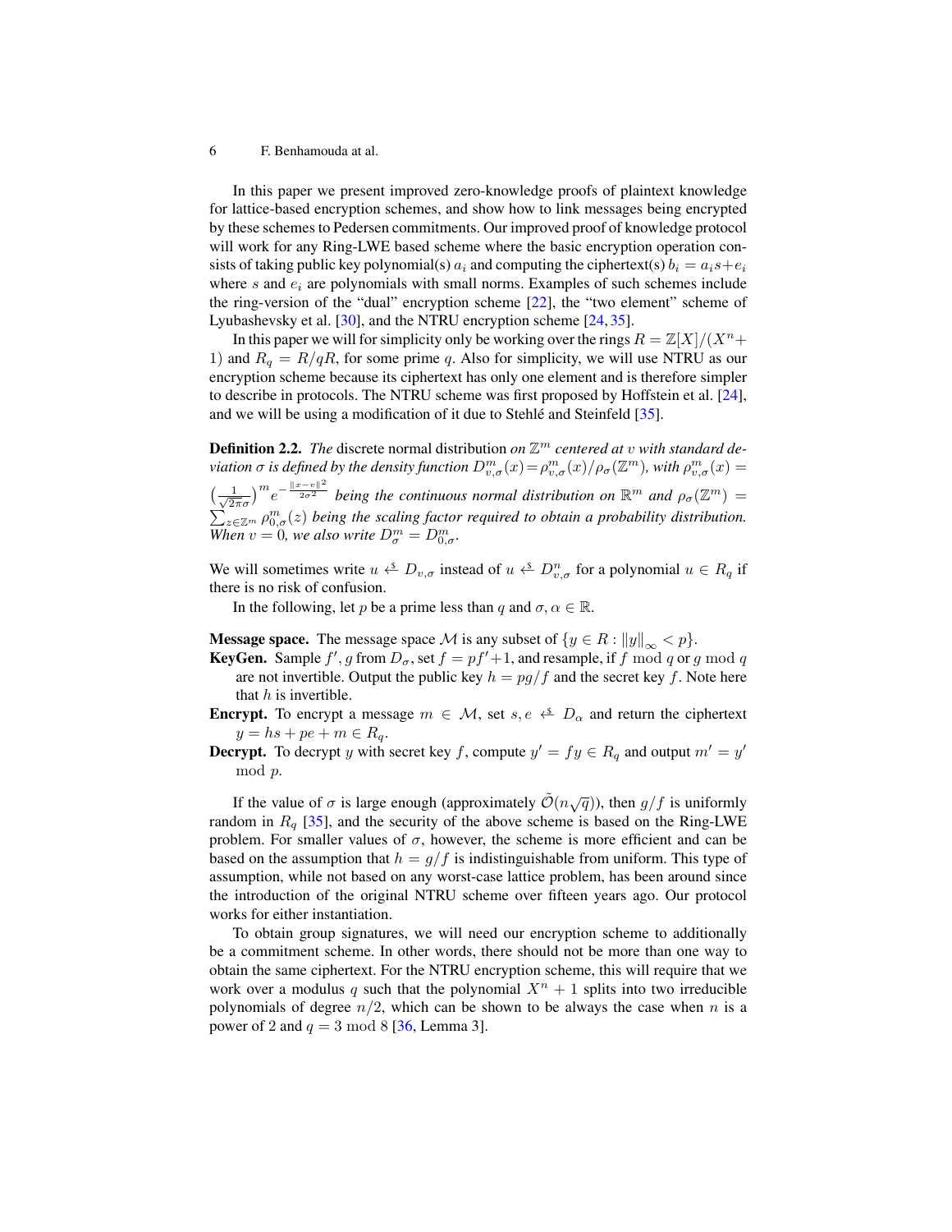In this paper we present improved zero-knowledge proofs of plaintext knowledge for lattice-based encryption schemes, and show how to link messages being encrypted by these schemes to Pedersen commitments. Our improved proof of knowledge protocol will work for any Ring-LWE based scheme where the basic encryption operation consists of taking public key polynomial(s) $a_i$ and computing the ciphertext(s) $b_i = a_i s + e_i$ where $s$ and $e_i$ are polynomials with small norms. Examples of such schemes include the ring-version of the "dual" encryption scheme [22], the "two element" scheme of Lyubashevsky et al. [30], and the NTRU encryption scheme [24, 35].

In this paper we will for simplicity only be working over the rings $R = \mathbb{Z}[X]/(X^n + 1)$ and $R_q = R/qR$, for some prime $q$. Also for simplicity, we will use NTRU as our encryption scheme because its ciphertext has only one element and is therefore simpler to describe in protocols. The NTRU scheme was first proposed by Hoffstein et al. [24], and we will be using a modification of it due to Stehlé and Steinfeld [35].

**Definition 2.2.** *The* discrete normal distribution *on $\mathbb{Z}^m$ centered at $v$ with standard deviation $\sigma$ is defined by the density function $D^m_{v,\sigma}(x) = \rho^m_{v,\sigma}(x)/\rho_\sigma(\mathbb{Z}^m)$, with $\rho^m_{v,\sigma}(x) = \left(\frac{1}{\sqrt{2\pi}\sigma}\right)^m e^{-\frac{\|x-v\|^2}{2\sigma^2}}$ being the continuous normal distribution on $\mathbb{R}^m$ and $\rho_\sigma(\mathbb{Z}^m) = \sum_{z\in\mathbb{Z}^m} \rho^m_{0,\sigma}(z)$ being the scaling factor required to obtain a probability distribution. When $v = 0$, we also write $D^m_\sigma = D^m_{0,\sigma}$.*

We will sometimes write $u \xleftarrow{\$} D_{v,\sigma}$ instead of $u \xleftarrow{\$} D^n_{v,\sigma}$ for a polynomial $u \in R_q$ if there is no risk of confusion.

In the following, let $p$ be a prime less than $q$ and $\sigma, \alpha \in \mathbb{R}$.

**Message space.** The message space $\mathcal{M}$ is any subset of $\{y \in R : \|y\|_\infty < p\}$.

**KeyGen.** Sample $f', g$ from $D_\sigma$, set $f = pf' + 1$, and resample, if $f \bmod q$ or $g \bmod q$ are not invertible. Output the public key $h = pg/f$ and the secret key $f$. Note here that $h$ is invertible.

**Encrypt.** To encrypt a message $m \in \mathcal{M}$, set $s, e \xleftarrow{\$} D_\alpha$ and return the ciphertext $y = hs + pe + m \in R_q$.

**Decrypt.** To decrypt $y$ with secret key $f$, compute $y' = fy \in R_q$ and output $m' = y' \bmod p$.

If the value of $\sigma$ is large enough (approximately $\tilde{\mathcal{O}}(n\sqrt{q})$), then $g/f$ is uniformly random in $R_q$ [35], and the security of the above scheme is based on the Ring-LWE problem. For smaller values of $\sigma$, however, the scheme is more efficient and can be based on the assumption that $h = g/f$ is indistinguishable from uniform. This type of assumption, while not based on any worst-case lattice problem, has been around since the introduction of the original NTRU scheme over fifteen years ago. Our protocol works for either instantiation.

To obtain group signatures, we will need our encryption scheme to additionally be a commitment scheme. In other words, there should not be more than one way to obtain the same ciphertext. For the NTRU encryption scheme, this will require that we work over a modulus $q$ such that the polynomial $X^n + 1$ splits into two irreducible polynomials of degree $n/2$, which can be shown to be always the case when $n$ is a power of 2 and $q = 3 \bmod 8$ [36, Lemma 3].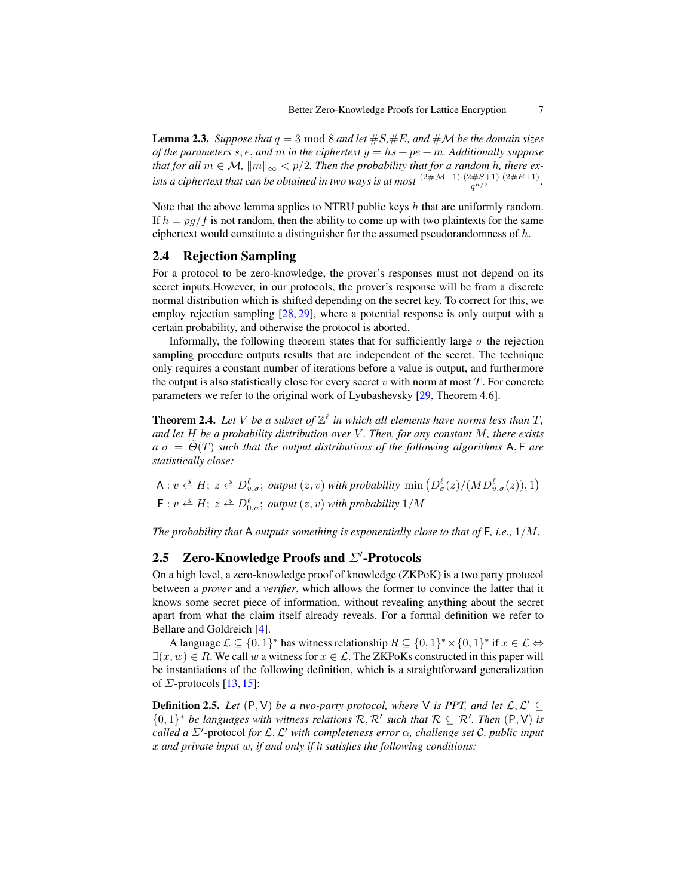**Lemma 2.3.** *Suppose that $q = 3 \bmod 8$ and let $\#S, \#E$, and $\#\mathcal{M}$ be the domain sizes of the parameters $s, e$, and $m$ in the ciphertext $y = hs + pe + m$. Additionally suppose that for all $m \in \mathcal{M}$, $\|m\|_\infty < p/2$. Then the probability that for a random $h$, there exists a ciphertext that can be obtained in two ways is at most $\frac{(2\#\mathcal{M}+1)\cdot(2\#S+1)\cdot(2\#E+1)}{q^{n/2}}$.*

Note that the above lemma applies to NTRU public keys $h$ that are uniformly random. If $h = pg/f$ is not random, then the ability to come up with two plaintexts for the same ciphertext would constitute a distinguisher for the assumed pseudorandomness of $h$.

## 2.4 Rejection Sampling

For a protocol to be zero-knowledge, the prover's responses must not depend on its secret inputs.However, in our protocols, the prover's response will be from a discrete normal distribution which is shifted depending on the secret key. To correct for this, we employ rejection sampling [28, 29], where a potential response is only output with a certain probability, and otherwise the protocol is aborted.

Informally, the following theorem states that for sufficiently large $\sigma$ the rejection sampling procedure outputs results that are independent of the secret. The technique only requires a constant number of iterations before a value is output, and furthermore the output is also statistically close for every secret $v$ with norm at most $T$. For concrete parameters we refer to the original work of Lyubashevsky [29, Theorem 4.6].

**Theorem 2.4.** *Let $V$ be a subset of $\mathbb{Z}^\ell$ in which all elements have norms less than $T$, and let $H$ be a probability distribution over $V$. Then, for any constant $M$, there exists a $\sigma = \tilde{\Theta}(T)$ such that the output distributions of the following algorithms $\mathsf{A}, \mathsf{F}$ are statistically close:*

$$\mathsf{A} : v \xleftarrow{\$} H;\ z \xleftarrow{\$} D^\ell_{v,\sigma};\ \textit{output } (z, v) \textit{ with probability } \min\left(D^\ell_\sigma(z)/(MD^\ell_{v,\sigma}(z)), 1\right)$$

$$\mathsf{F} : v \xleftarrow{\$} H;\ z \xleftarrow{\$} D^\ell_{0,\sigma};\ \textit{output } (z, v) \textit{ with probability } 1/M$$

*The probability that $\mathsf{A}$ outputs something is exponentially close to that of $\mathsf{F}$, i.e., $1/M$.*

## 2.5 Zero-Knowledge Proofs and $\Sigma'$-Protocols

On a high level, a zero-knowledge proof of knowledge (ZKPoK) is a two party protocol between a *prover* and a *verifier*, which allows the former to convince the latter that it knows some secret piece of information, without revealing anything about the secret apart from what the claim itself already reveals. For a formal definition we refer to Bellare and Goldreich [4].

A language $\mathcal{L} \subseteq \{0,1\}^*$ has witness relationship $R \subseteq \{0,1\}^* \times \{0,1\}^*$ if $x \in \mathcal{L} \Leftrightarrow \exists(x, w) \in R$. We call $w$ a witness for $x \in \mathcal{L}$. The ZKPoKs constructed in this paper will be instantiations of the following definition, which is a straightforward generalization of $\Sigma$-protocols [13, 15]:

**Definition 2.5.** *Let $(\mathsf{P}, \mathsf{V})$ be a two-party protocol, where $\mathsf{V}$ is PPT, and let $\mathcal{L}, \mathcal{L}' \subseteq \{0,1\}^*$ be languages with witness relations $\mathcal{R}, \mathcal{R}'$ such that $\mathcal{R} \subseteq \mathcal{R}'$. Then $(\mathsf{P}, \mathsf{V})$ is called a $\Sigma'$-protocol for $\mathcal{L}, \mathcal{L}'$ with completeness error $\alpha$, challenge set $\mathcal{C}$, public input $x$ and private input $w$, if and only if it satisfies the following conditions:*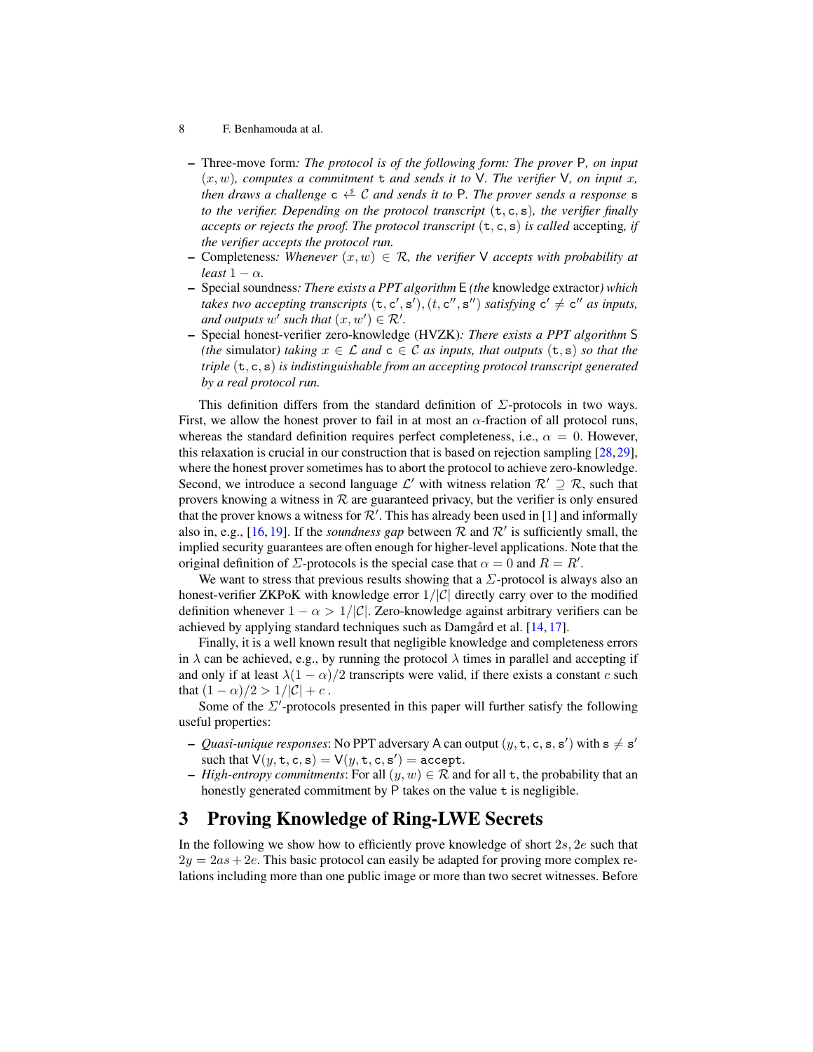- Three-move form*: The protocol is of the following form: The prover* $\mathsf{P}$*, on input* $(x, w)$*, computes a commitment* $\mathtt{t}$ *and sends it to* $\mathsf{V}$*. The verifier* $\mathsf{V}$*, on input* $x$*, then draws a challenge* $\mathtt{c} \xleftarrow{\$} \mathcal{C}$ *and sends it to* $\mathsf{P}$*. The prover sends a response* $\mathtt{s}$ *to the verifier. Depending on the protocol transcript* $(\mathtt{t}, \mathtt{c}, \mathtt{s})$*, the verifier finally accepts or rejects the proof. The protocol transcript* $(\mathtt{t}, \mathtt{c}, \mathtt{s})$ *is called* accepting*, if the verifier accepts the protocol run.*
- Completeness*: Whenever* $(x, w) \in \mathcal{R}$*, the verifier* $\mathsf{V}$ *accepts with probability at least* $1 - \alpha$*.*
- Special soundness*: There exists a PPT algorithm* $\mathsf{E}$ *(the* knowledge extractor*) which takes two accepting transcripts* $(\mathtt{t}, \mathtt{c}', \mathtt{s}'), (t, \mathtt{c}'', \mathtt{s}'')$ *satisfying* $\mathtt{c}' \neq \mathtt{c}''$ *as inputs, and outputs* $w'$ *such that* $(x, w') \in \mathcal{R}'$*.*
- Special honest-verifier zero-knowledge (HVZK)*: There exists a PPT algorithm* $\mathsf{S}$ *(the* simulator*) taking* $x \in \mathcal{L}$ *and* $\mathtt{c} \in \mathcal{C}$ *as inputs, that outputs* $(\mathtt{t}, \mathtt{s})$ *so that the triple* $(\mathtt{t}, \mathtt{c}, \mathtt{s})$ *is indistinguishable from an accepting protocol transcript generated by a real protocol run.*

This definition differs from the standard definition of $\Sigma$-protocols in two ways. First, we allow the honest prover to fail in at most an $\alpha$-fraction of all protocol runs, whereas the standard definition requires perfect completeness, i.e., $\alpha = 0$. However, this relaxation is crucial in our construction that is based on rejection sampling [28, 29], where the honest prover sometimes has to abort the protocol to achieve zero-knowledge. Second, we introduce a second language $\mathcal{L}'$ with witness relation $\mathcal{R}' \supseteq \mathcal{R}$, such that provers knowing a witness in $\mathcal{R}$ are guaranteed privacy, but the verifier is only ensured that the prover knows a witness for $\mathcal{R}'$. This has already been used in [1] and informally also in, e.g., [16, 19]. If the *soundness gap* between $\mathcal{R}$ and $\mathcal{R}'$ is sufficiently small, the implied security guarantees are often enough for higher-level applications. Note that the original definition of $\Sigma$-protocols is the special case that $\alpha = 0$ and $R = R'$.

We want to stress that previous results showing that a $\Sigma$-protocol is always also an honest-verifier ZKPoK with knowledge error $1/|\mathcal{C}|$ directly carry over to the modified definition whenever $1 - \alpha > 1/|\mathcal{C}|$. Zero-knowledge against arbitrary verifiers can be achieved by applying standard techniques such as Damgård et al. [14, 17].

Finally, it is a well known result that negligible knowledge and completeness errors in $\lambda$ can be achieved, e.g., by running the protocol $\lambda$ times in parallel and accepting if and only if at least $\lambda(1 - \alpha)/2$ transcripts were valid, if there exists a constant $c$ such that $(1 - \alpha)/2 > 1/|\mathcal{C}| + c$.

Some of the $\Sigma'$-protocols presented in this paper will further satisfy the following useful properties:

- *Quasi-unique responses*: No PPT adversary $\mathsf{A}$ can output $(y, \mathtt{t}, \mathtt{c}, \mathtt{s}, \mathtt{s}')$ with $\mathtt{s} \neq \mathtt{s}'$ such that $\mathsf{V}(y, \mathtt{t}, \mathtt{c}, \mathtt{s}) = \mathsf{V}(y, \mathtt{t}, \mathtt{c}, \mathtt{s}') = \mathtt{accept}$.
- *High-entropy commitments*: For all $(y, w) \in \mathcal{R}$ and for all $\mathtt{t}$, the probability that an honestly generated commitment by $\mathsf{P}$ takes on the value $\mathtt{t}$ is negligible.

# 3 Proving Knowledge of Ring-LWE Secrets

In the following we show how to efficiently prove knowledge of short $2s, 2e$ such that $2y = 2as + 2e$. This basic protocol can easily be adapted for proving more complex relations including more than one public image or more than two secret witnesses. Before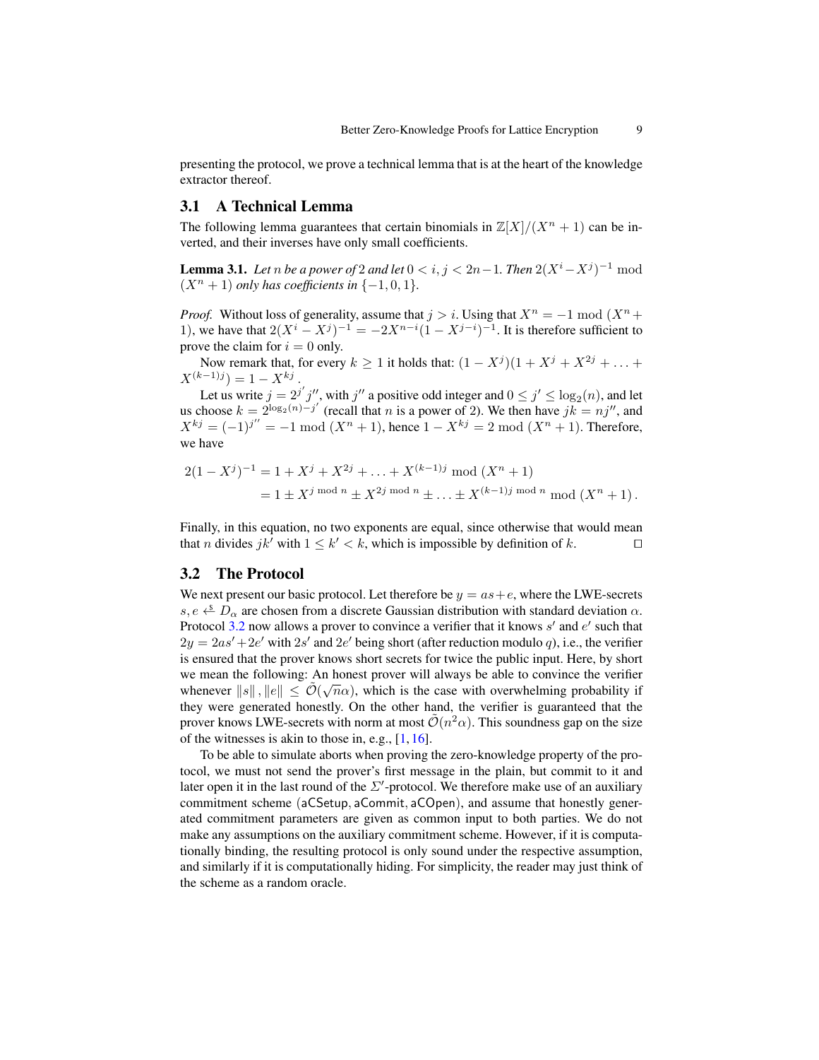presenting the protocol, we prove a technical lemma that is at the heart of the knowledge extractor thereof.

## 3.1 A Technical Lemma

The following lemma guarantees that certain binomials in $\mathbb{Z}[X]/(X^n+1)$ can be inverted, and their inverses have only small coefficients.

**Lemma 3.1.** *Let $n$ be a power of 2 and let $0 < i, j < 2n-1$. Then $2(X^i - X^j)^{-1} \bmod (X^n+1)$ only has coefficients in $\{-1, 0, 1\}$.*

*Proof.* Without loss of generality, assume that $j > i$. Using that $X^n = -1 \bmod (X^n + 1)$, we have that $2(X^i - X^j)^{-1} = -2X^{n-i}(1 - X^{j-i})^{-1}$. It is therefore sufficient to prove the claim for $i = 0$ only.

Now remark that, for every $k \geq 1$ it holds that: $(1 - X^j)(1 + X^j + X^{2j} + \ldots + X^{(k-1)j}) = 1 - X^{kj}$.

Let us write $j = 2^{j'} j''$, with $j''$ a positive odd integer and $0 \leq j' \leq \log_2(n)$, and let us choose $k = 2^{\log_2(n) - j'}$ (recall that $n$ is a power of 2). We then have $jk = nj''$, and $X^{kj} = (-1)^{j''} = -1 \bmod (X^n+1)$, hence $1 - X^{kj} = 2 \bmod (X^n + 1)$. Therefore, we have

$$
\begin{aligned}
2(1 - X^j)^{-1} &= 1 + X^j + X^{2j} + \ldots + X^{(k-1)j} \bmod (X^n + 1) \\
&= 1 \pm X^{j \bmod n} \pm X^{2j \bmod n} \pm \ldots \pm X^{(k-1)j \bmod n} \bmod (X^n+1)\,.
\end{aligned}
$$

Finally, in this equation, no two exponents are equal, since otherwise that would mean that $n$ divides $jk'$ with $1 \leq k' < k$, which is impossible by definition of $k$. $\square$

## 3.2 The Protocol

We next present our basic protocol. Let therefore be $y = as + e$, where the LWE-secrets $s, e \xleftarrow{\$} D_\alpha$ are chosen from a discrete Gaussian distribution with standard deviation $\alpha$. Protocol 3.2 now allows a prover to convince a verifier that it knows $s'$ and $e'$ such that $2y = 2as' + 2e'$ with $2s'$ and $2e'$ being short (after reduction modulo $q$), i.e., the verifier is ensured that the prover knows short secrets for twice the public input. Here, by short we mean the following: An honest prover will always be able to convince the verifier whenever $\|s\|, \|e\| \leq \tilde{\mathcal{O}}(\sqrt{n}\alpha)$, which is the case with overwhelming probability if they were generated honestly. On the other hand, the verifier is guaranteed that the prover knows LWE-secrets with norm at most $\tilde{\mathcal{O}}(n^2\alpha)$. This soundness gap on the size of the witnesses is akin to those in, e.g., [1, 16].

To be able to simulate aborts when proving the zero-knowledge property of the protocol, we must not send the prover's first message in the plain, but commit to it and later open it in the last round of the $\Sigma'$-protocol. We therefore make use of an auxiliary commitment scheme (aCSetup, aCommit, aCOpen), and assume that honestly generated commitment parameters are given as common input to both parties. We do not make any assumptions on the auxiliary commitment scheme. However, if it is computationally binding, the resulting protocol is only sound under the respective assumption, and similarly if it is computationally hiding. For simplicity, the reader may just think of the scheme as a random oracle.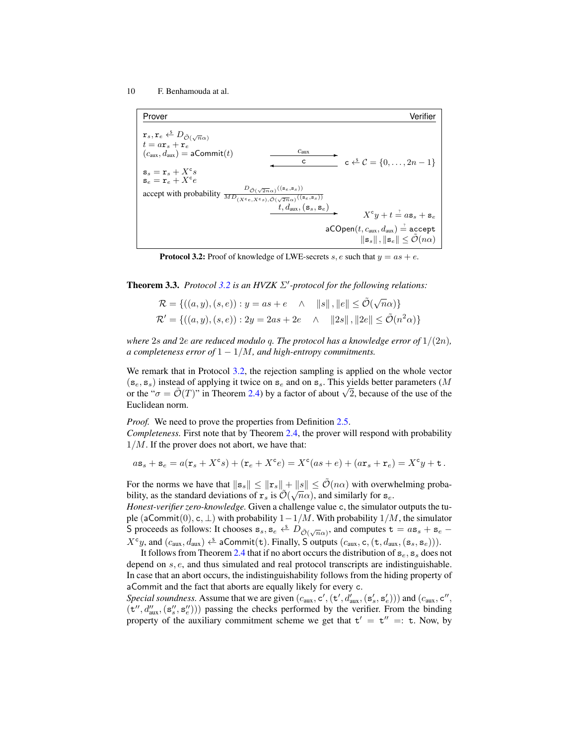| Prover | | Verifier |
|---|---|---|
| $\mathtt{r}_s, \mathtt{r}_e \xleftarrow{\$} D_{\tilde{\mathcal{O}}(\sqrt{n}\alpha)}$ | | |
| $t = a\mathtt{r}_s + \mathtt{r}_e$ | | |
| $(c_{\text{aux}}, d_{\text{aux}}) = \mathsf{aCommit}(t)$ | $\xrightarrow{c_{\text{aux}}}$ | |
| | $\xleftarrow{\mathtt{c}}$ | $\mathtt{c} \xleftarrow{\$} \mathcal{C} = \{0, \ldots, 2n-1\}$ |
| $\mathtt{s}_s = \mathtt{r}_s + X^{\mathtt{c}} s$ | | |
| $\mathtt{s}_e = \mathtt{r}_e + X^{\mathtt{c}} e$ | | |
| accept with probability $\frac{D_{\tilde{\mathcal{O}}(\sqrt{2n}\alpha)}((\mathtt{s}_e, \mathtt{s}_s))}{M D_{(X^{\mathtt{c}} e, X^{\mathtt{c}} s), \tilde{\mathcal{O}}(\sqrt{2n}\alpha)}((\mathtt{s}_e, \mathtt{s}_s))}$ | | |
| | $\xrightarrow{t, d_{\text{aux}}, (\mathtt{s}_s, \mathtt{s}_e)}$ | |
| | | $X^{\mathtt{c}} y + t \stackrel{?}{=} a\mathtt{s}_s + \mathtt{s}_e$ |
| | | $\mathsf{aCOpen}(t, c_{\text{aux}}, d_{\text{aux}}) \stackrel{?}{=} \mathtt{accept}$ |
| | | $\lVert \mathtt{s}_s \rVert, \lVert \mathtt{s}_e \rVert \le \tilde{\mathcal{O}}(n\alpha)$ |

**Protocol 3.2:** Proof of knowledge of LWE-secrets $s, e$ such that $y = as + e$.

**Theorem 3.3.** *Protocol 3.2 is an HVZK $\Sigma'$-protocol for the following relations:*

$$\mathcal{R} = \{((a, y), (s, e)) : y = as + e \quad \wedge \quad \lVert s \rVert, \lVert e \rVert \le \tilde{\mathcal{O}}(\sqrt{n}\alpha)\}$$
$$\mathcal{R}' = \{((a, y), (s, e)) : 2y = 2as + 2e \quad \wedge \quad \lVert 2s \rVert, \lVert 2e \rVert \le \tilde{\mathcal{O}}(n^2\alpha)\}$$

*where $2s$ and $2e$ are reduced modulo $q$. The protocol has a knowledge error of $1/(2n)$, a completeness error of $1 - 1/M$, and high-entropy commitments.*

We remark that in Protocol 3.2, the rejection sampling is applied on the whole vector $(\mathtt{s}_e, \mathtt{s}_s)$ instead of applying it twice on $\mathtt{s}_e$ and on $\mathtt{s}_s$. This yields better parameters ($M$ or the "$\sigma = \tilde{\mathcal{O}}(T)$" in Theorem 2.4) by a factor of about $\sqrt{2}$, because of the use of the Euclidean norm.

*Proof.* We need to prove the properties from Definition 2.5.
*Completeness.* First note that by Theorem 2.4, the prover will respond with probability $1/M$. If the prover does not abort, we have that:

$$a\mathtt{s}_s + \mathtt{s}_e = a(\mathtt{r}_s + X^{\mathtt{c}} s) + (\mathtt{r}_e + X^{\mathtt{c}} e) = X^{\mathtt{c}}(as + e) + (a\mathtt{r}_s + \mathtt{r}_e) = X^{\mathtt{c}} y + \mathtt{t}\,.$$

For the norms we have that $\lVert \mathtt{s}_s \rVert \le \lVert \mathtt{r}_s \rVert + \lVert s \rVert \le \tilde{\mathcal{O}}(n\alpha)$ with overwhelming probability, as the standard deviations of $\mathtt{r}_s$ is $\tilde{\mathcal{O}}(\sqrt{n}\alpha)$, and similarly for $\mathtt{s}_e$.
*Honest-verifier zero-knowledge.* Given a challenge value $\mathtt{c}$, the simulator outputs the tuple $(\mathsf{aCommit}(0), \mathtt{c}, \perp)$ with probability $1-1/M$. With probability $1/M$, the simulator $\mathsf{S}$ proceeds as follows: It chooses $\mathtt{s}_s, \mathtt{s}_e \xleftarrow{\$} D_{\tilde{\mathcal{O}}(\sqrt{n}\alpha)}$, and computes $\mathtt{t} = a\mathtt{s}_s + \mathtt{s}_e - X^{\mathtt{c}} y$, and $(c_{\text{aux}}, d_{\text{aux}}) \xleftarrow{\$} \mathsf{aCommit}(\mathtt{t})$. Finally, $\mathsf{S}$ outputs $(c_{\text{aux}}, \mathtt{c}, (\mathtt{t}, d_{\text{aux}}, (\mathtt{s}_s, \mathtt{s}_e)))$.

It follows from Theorem 2.4 that if no abort occurs the distribution of $\mathtt{s}_e, \mathtt{s}_s$ does not depend on $s, e$, and thus simulated and real protocol transcripts are indistinguishable. In case that an abort occurs, the indistinguishability follows from the hiding property of $\mathsf{aCommit}$ and the fact that aborts are equally likely for every $\mathtt{c}$.
*Special soundness.* Assume that we are given $(c_{\text{aux}}, \mathtt{c}', (\mathtt{t}', d'_{\text{aux}}, (\mathtt{s}'_s, \mathtt{s}'_e)))$ and $(c_{\text{aux}}, \mathtt{c}'', (\mathtt{t}'', d''_{\text{aux}}, (\mathtt{s}''_s, \mathtt{s}''_e)))$ passing the checks performed by the verifier. From the binding property of the auxiliary commitment scheme we get that $\mathtt{t}' = \mathtt{t}'' =: \mathtt{t}$. Now, by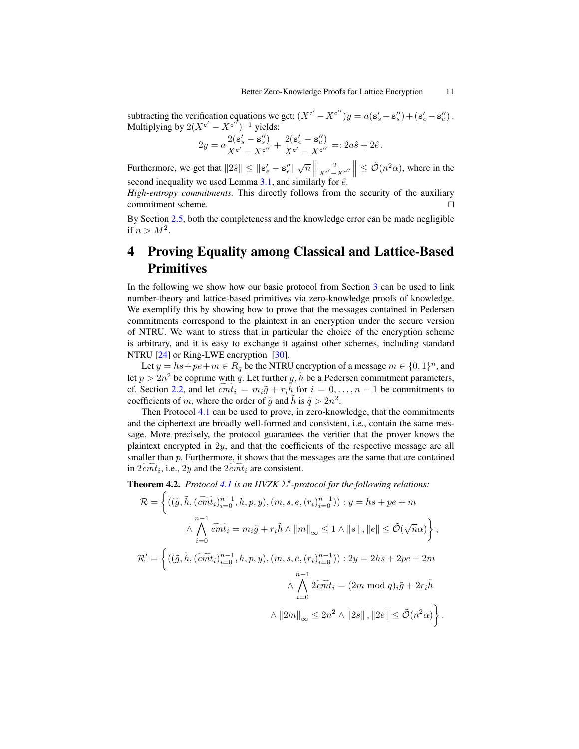subtracting the verification equations we get: $(X^{\mathtt{c}'} - X^{\mathtt{c}''})y = a(\mathtt{s}_s' - \mathtt{s}_s'') + (\mathtt{s}_e' - \mathtt{s}_e'')$. Multiplying by $2(X^{\mathtt{c}'} - X^{\mathtt{c}''})^{-1}$ yields:

$$2y = a\frac{2(\mathtt{s}_s' - \mathtt{s}_s'')}{X^{\mathtt{c}'} - X^{\mathtt{c}''}} + \frac{2(\mathtt{s}_e' - \mathtt{s}_e'')}{X^{\mathtt{c}'} - X^{\mathtt{c}''}} =: 2a\hat{s} + 2\hat{e}\,.$$

Furthermore, we get that $\|2\hat{s}\| \leq \|\mathtt{s}_e' - \mathtt{s}_e''\| \sqrt{n} \left\| \frac{2}{X^{\mathtt{c}'} - X^{\mathtt{c}''}} \right\| \leq \tilde{\mathcal{O}}(n^2\alpha)$, where in the second inequality we used Lemma 3.1, and similarly for $\hat{e}$.

*High-entropy commitments.* This directly follows from the security of the auxiliary commitment scheme. □

By Section 2.5, both the completeness and the knowledge error can be made negligible if $n > M^2$.

# 4 Proving Equality among Classical and Lattice-Based Primitives

In the following we show how our basic protocol from Section 3 can be used to link number-theory and lattice-based primitives via zero-knowledge proofs of knowledge. We exemplify this by showing how to prove that the messages contained in Pedersen commitments correspond to the plaintext in an encryption under the secure version of NTRU. We want to stress that in particular the choice of the encryption scheme is arbitrary, and it is easy to exchange it against other schemes, including standard NTRU [24] or Ring-LWE encryption [30].

Let $y = hs + pe + m \in R_q$ be the NTRU encryption of a message $m \in \{0,1\}^n$, and let $p > 2n^2$ be coprime with $q$. Let further $\tilde{g}, \tilde{h}$ be a Pedersen commitment parameters, cf. Section 2.2, and let $\widetilde{cmt}_i = m_i\tilde{g} + r_i\tilde{h}$ for $i = 0, \ldots, n-1$ be commitments to coefficients of $m$, where the order of $\tilde{g}$ and $\tilde{h}$ is $\tilde{q} > 2n^2$.

Then Protocol 4.1 can be used to prove, in zero-knowledge, that the commitments and the ciphertext are broadly well-formed and consistent, i.e., contain the same message. More precisely, the protocol guarantees the verifier that the prover knows the plaintext encrypted in $2y$, and that the coefficients of the respective message are all smaller than $p$. Furthermore, it shows that the messages are the same that are contained in $2\widetilde{cmt}_i$, i.e., $2y$ and the $2\widetilde{cmt}_i$ are consistent.

**Theorem 4.2.** *Protocol 4.1 is an HVZK $\Sigma'$-protocol for the following relations:*

$$\mathcal{R} = \Bigg\{ ((\tilde{g}, \tilde{h}, (\widetilde{cmt}_i)_{i=0}^{n-1}, h, p, y), (m, s, e, (r_i)_{i=0}^{n-1})) : y = hs + pe + m \\ \wedge \bigwedge_{i=0}^{n-1} \widetilde{cmt}_i = m_i\tilde{g} + r_i\tilde{h} \wedge \|m\|_\infty \leq 1 \wedge \|s\|, \|e\| \leq \tilde{\mathcal{O}}(\sqrt{n}\alpha) \Bigg\},$$

$$\mathcal{R}' = \Bigg\{ ((\tilde{g}, \tilde{h}, (\widetilde{cmt}_i)_{i=0}^{n-1}, h, p, y), (m, s, e, (r_i)_{i=0}^{n-1})) : 2y = 2hs + 2pe + 2m \\ \wedge \bigwedge_{i=0}^{n-1} 2\widetilde{cmt}_i = (2m \bmod q)_i\tilde{g} + 2r_i\tilde{h} \\ \wedge \|2m\|_\infty \leq 2n^2 \wedge \|2s\|, \|2e\| \leq \tilde{\mathcal{O}}(n^2\alpha) \Bigg\}.$$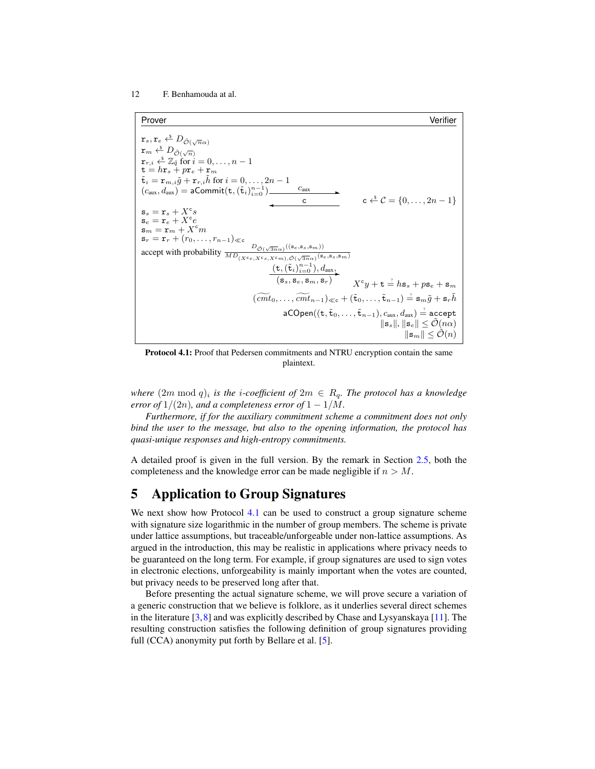| Prover | | Verifier |
|---|---|---|
| $\mathtt{r}_s, \mathtt{r}_e \xleftarrow{\$} D_{\tilde{\mathcal{O}}(\sqrt{n}\alpha)}$ | | |
| $\mathtt{r}_m \xleftarrow{\$} D_{\tilde{\mathcal{O}}(\sqrt{n})}$ | | |
| $\mathtt{r}_{r,i} \xleftarrow{\$} \mathbb{Z}_{\tilde{q}}$ for $i = 0, \ldots, n-1$ | | |
| $\mathtt{t} = h\mathtt{r}_s + p\mathtt{r}_e + \mathtt{r}_m$ | | |
| $\tilde{\mathtt{t}}_i = \mathtt{r}_{m,i}\tilde{g} + \mathtt{r}_{r,i}\tilde{h}$ for $i = 0, \ldots, 2n-1$ | | |
| $(c_{\text{aux}}, d_{\text{aux}}) = \mathsf{aCommit}(\mathtt{t}, (\tilde{\mathtt{t}}_i)_{i=0}^{n-1})$ | $\xrightarrow{c_{\text{aux}}}$ | |
| | $\xleftarrow{\mathtt{c}}$ | $\mathtt{c} \xleftarrow{\$} \mathcal{C} = \{0, \ldots, 2n-1\}$ |
| $\mathtt{s}_s = \mathtt{r}_s + X^{\mathtt{c}} s$ | | |
| $\mathtt{s}_e = \mathtt{r}_e + X^{\mathtt{c}} e$ | | |
| $\mathtt{s}_m = \mathtt{r}_m + X^{\mathtt{c}} m$ | | |
| $\mathtt{s}_r = \mathtt{r}_r + (r_0, \ldots, r_{n-1})_{\lll \mathtt{c}}$ | | |
| accept with probability $\frac{D_{\tilde{\mathcal{O}}(\sqrt{3n}\alpha)}((\mathtt{s}_e, \mathtt{s}_s, \mathtt{s}_m))}{M D_{(X^{\mathtt{c}}e, X^{\mathtt{c}}s, X^{\mathtt{c}}m), \tilde{\mathcal{O}}(\sqrt{3n}\alpha)}(\mathtt{s}_e, \mathtt{s}_s, \mathtt{s}_m)}$ | | |
| | $\xrightarrow{(\mathtt{t}, (\tilde{\mathtt{t}}_i)_{i=0}^{n-1}), d_{\text{aux}}, (\mathtt{s}_s, \mathtt{s}_e, \mathtt{s}_m, \mathtt{s}_r)}$ | $X^{\mathtt{c}} y + \mathtt{t} \stackrel{?}{=} h\mathtt{s}_s + p\mathtt{s}_e + \mathtt{s}_m$ |
| | | $(\widetilde{cmt}_0, \ldots, \widetilde{cmt}_{n-1})_{\lll \mathtt{c}} + (\tilde{\mathtt{t}}_0, \ldots, \tilde{\mathtt{t}}_{n-1}) \stackrel{?}{=} \mathtt{s}_m \tilde{g} + \mathtt{s}_r \tilde{h}$ |
| | | $\mathsf{aCOpen}((\mathtt{t}, \tilde{\mathtt{t}}_0, \ldots, \tilde{\mathtt{t}}_{n-1}), c_{\text{aux}}, d_{\text{aux}}) \stackrel{?}{=} \mathtt{accept}$ |
| | | $\lVert \mathtt{s}_s \rVert, \lVert \mathtt{s}_e \rVert \leq \tilde{\mathcal{O}}(n\alpha)$ |
| | | $\lVert \mathtt{s}_m \rVert \leq \tilde{\mathcal{O}}(n)$ |

**Protocol 4.1:** Proof that Pedersen commitments and NTRU encryption contain the same plaintext.

*where $(2m \bmod q)_i$ is the $i$-coefficient of $2m \in R_q$. The protocol has a knowledge error of $1/(2n)$, and a completeness error of $1 - 1/M$.*

*Furthermore, if for the auxiliary commitment scheme a commitment does not only bind the user to the message, but also to the opening information, the protocol has quasi-unique responses and high-entropy commitments.*

A detailed proof is given in the full version. By the remark in Section 2.5, both the completeness and the knowledge error can be made negligible if $n > M$.

# 5 Application to Group Signatures

We next show how Protocol 4.1 can be used to construct a group signature scheme with signature size logarithmic in the number of group members. The scheme is private under lattice assumptions, but traceable/unforgeable under non-lattice assumptions. As argued in the introduction, this may be realistic in applications where privacy needs to be guaranteed on the long term. For example, if group signatures are used to sign votes in electronic elections, unforgeability is mainly important when the votes are counted, but privacy needs to be preserved long after that.

Before presenting the actual signature scheme, we will prove secure a variation of a generic construction that we believe is folklore, as it underlies several direct schemes in the literature [3,8] and was explicitly described by Chase and Lysyanskaya [11]. The resulting construction satisfies the following definition of group signatures providing full (CCA) anonymity put forth by Bellare et al. [5].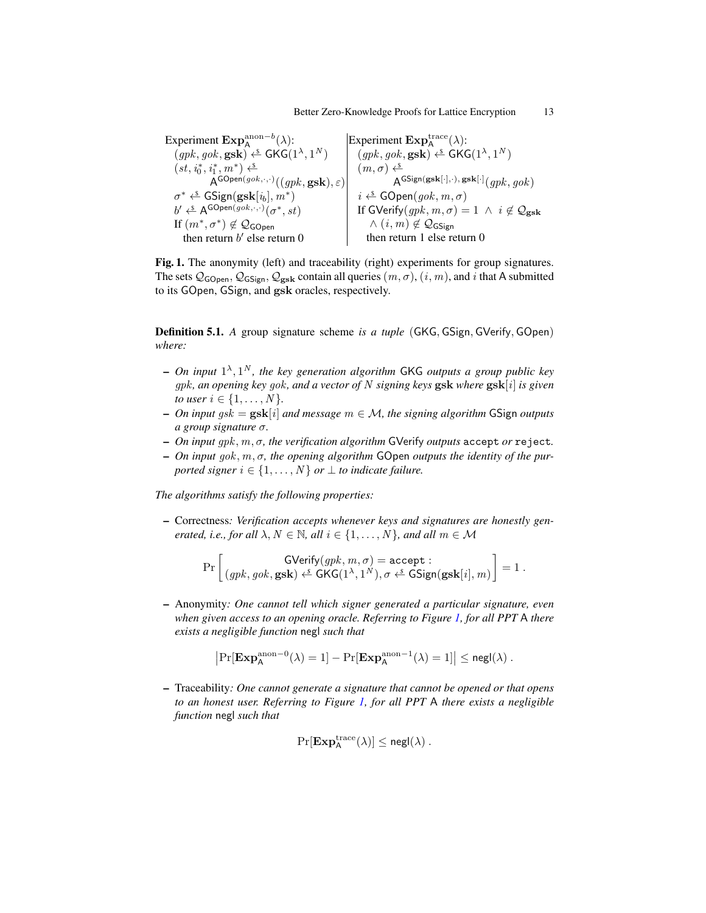| Experiment $\mathbf{Exp}_{\mathsf{A}}^{\mathrm{anon}-b}(\lambda)$: | Experiment $\mathbf{Exp}_{\mathsf{A}}^{\mathrm{trace}}(\lambda)$: |
|---|---|
| $(gpk, gok, \mathbf{gsk}) \xleftarrow{\$} \mathsf{GKG}(1^\lambda, 1^N)$ | $(gpk, gok, \mathbf{gsk}) \xleftarrow{\$} \mathsf{GKG}(1^\lambda, 1^N)$ |
| $(st, i_0^*, i_1^*, m^*) \xleftarrow{\$} \mathsf{A}^{\mathsf{GOpen}(gok,\cdot,\cdot)}((gpk, \mathbf{gsk}), \varepsilon)$ | $(m, \sigma) \xleftarrow{\$} \mathsf{A}^{\mathsf{GSign}(\mathbf{gsk}[\cdot],\cdot),\, \mathbf{gsk}[\cdot]}(gpk, gok)$ |
| $\sigma^* \xleftarrow{\$} \mathsf{GSign}(\mathbf{gsk}[i_b], m^*)$ | $i \xleftarrow{\$} \mathsf{GOpen}(gok, m, \sigma)$ |
| $b' \xleftarrow{\$} \mathsf{A}^{\mathsf{GOpen}(gok,\cdot,\cdot)}(\sigma^*, st)$ | If $\mathsf{GVerify}(gpk, m, \sigma) = 1 \ \wedge \ i \notin \mathcal{Q}_{\mathbf{gsk}}$ |
| If $(m^*, \sigma^*) \notin \mathcal{Q}_{\mathsf{GOpen}}$ | $\wedge \ (i, m) \notin \mathcal{Q}_{\mathsf{GSign}}$ |
| then return $b'$ else return 0 | then return 1 else return 0 |

**Fig. 1.** The anonymity (left) and traceability (right) experiments for group signatures. The sets $\mathcal{Q}_{\mathsf{GOpen}}, \mathcal{Q}_{\mathsf{GSign}}, \mathcal{Q}_{\mathbf{gsk}}$ contain all queries $(m, \sigma)$, $(i, m)$, and $i$ that A submitted to its GOpen, GSign, and **gsk** oracles, respectively.

**Definition 5.1.** *A* group signature scheme *is a tuple* (GKG, GSign, GVerify, GOpen) *where:*

- *On input $1^\lambda, 1^N$, the key generation algorithm* GKG *outputs a group public key $gpk$, an opening key $gok$, and a vector of $N$ signing keys* **gsk** *where $\mathbf{gsk}[i]$ is given to user $i \in \{1, \ldots, N\}$.*
- *On input $gsk = \mathbf{gsk}[i]$ and message $m \in \mathcal{M}$, the signing algorithm* GSign *outputs a group signature $\sigma$.*
- *On input $gpk, m, \sigma$, the verification algorithm* GVerify *outputs* accept *or* reject.
- *On input $gok, m, \sigma$, the opening algorithm* GOpen *outputs the identity of the purported signer $i \in \{1, \ldots, N\}$ or $\perp$ to indicate failure.*

*The algorithms satisfy the following properties:*

- Correctness*: Verification accepts whenever keys and signatures are honestly generated, i.e., for all $\lambda, N \in \mathbb{N}$, all $i \in \{1, \ldots, N\}$, and all $m \in \mathcal{M}$*

$$\Pr\left[\begin{array}{c}\mathsf{GVerify}(gpk, m, \sigma) = \mathtt{accept} : \\ (gpk, gok, \mathbf{gsk}) \xleftarrow{\$} \mathsf{GKG}(1^\lambda, 1^N), \sigma \xleftarrow{\$} \mathsf{GSign}(\mathbf{gsk}[i], m)\end{array}\right] = 1\ .$$

- Anonymity*: One cannot tell which signer generated a particular signature, even when given access to an opening oracle. Referring to Figure 1, for all PPT* A *there exists a negligible function* negl *such that*

$$\left|\Pr[\mathbf{Exp}_{\mathsf{A}}^{\mathrm{anon}-0}(\lambda) = 1] - \Pr[\mathbf{Exp}_{\mathsf{A}}^{\mathrm{anon}-1}(\lambda) = 1]\right| \leq \mathsf{negl}(\lambda)\ .$$

- Traceability*: One cannot generate a signature that cannot be opened or that opens to an honest user. Referring to Figure 1, for all PPT* A *there exists a negligible function* negl *such that*

$$\Pr[\mathbf{Exp}_{\mathsf{A}}^{\mathrm{trace}}(\lambda)] \leq \mathsf{negl}(\lambda)\ .$$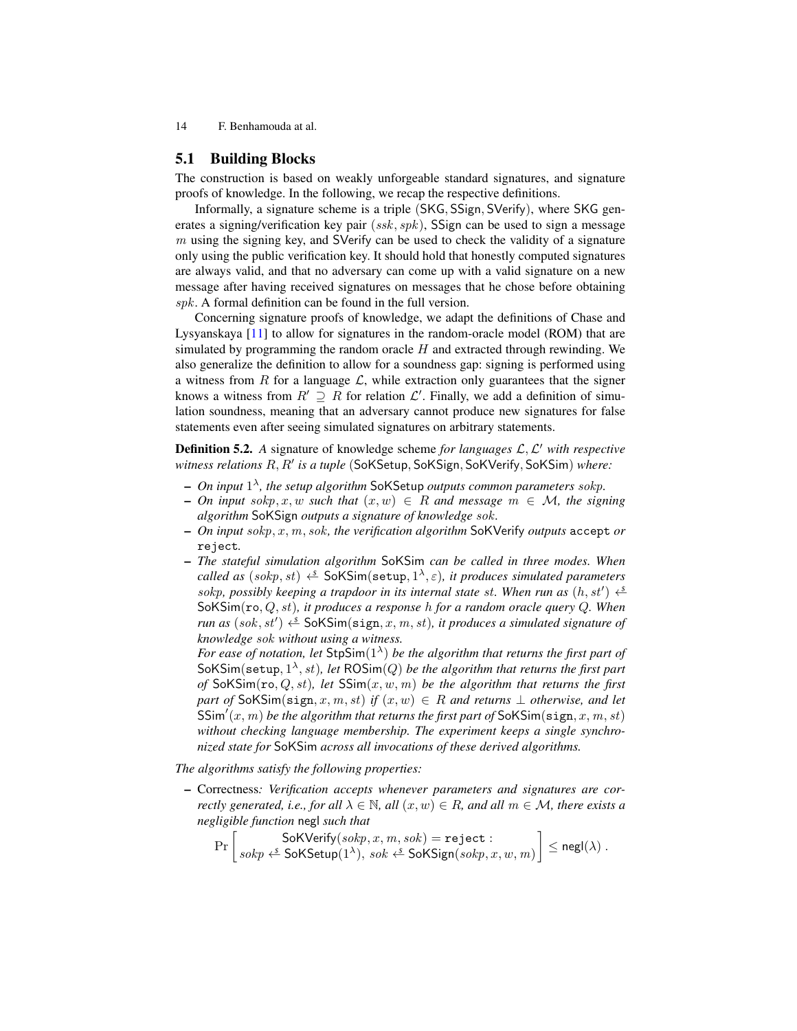## 5.1 Building Blocks

The construction is based on weakly unforgeable standard signatures, and signature proofs of knowledge. In the following, we recap the respective definitions.

Informally, a signature scheme is a triple $(\mathsf{SKG}, \mathsf{SSign}, \mathsf{SVerify})$, where $\mathsf{SKG}$ generates a signing/verification key pair $(ssk, spk)$, $\mathsf{SSign}$ can be used to sign a message $m$ using the signing key, and $\mathsf{SVerify}$ can be used to check the validity of a signature only using the public verification key. It should hold that honestly computed signatures are always valid, and that no adversary can come up with a valid signature on a new message after having received signatures on messages that he chose before obtaining $spk$. A formal definition can be found in the full version.

Concerning signature proofs of knowledge, we adapt the definitions of Chase and Lysyanskaya [11] to allow for signatures in the random-oracle model (ROM) that are simulated by programming the random oracle $H$ and extracted through rewinding. We also generalize the definition to allow for a soundness gap: signing is performed using a witness from $R$ for a language $\mathcal{L}$, while extraction only guarantees that the signer knows a witness from $R' \supseteq R$ for relation $\mathcal{L}'$. Finally, we add a definition of simulation soundness, meaning that an adversary cannot produce new signatures for false statements even after seeing simulated signatures on arbitrary statements.

**Definition 5.2.** *A* signature of knowledge scheme *for languages $\mathcal{L}, \mathcal{L}'$ with respective witness relations $R, R'$ is a tuple $(\mathsf{SoKSetup}, \mathsf{SoKSign}, \mathsf{SoKVerify}, \mathsf{SoKSim})$ where:*

- *On input $1^\lambda$, the setup algorithm $\mathsf{SoKSetup}$ outputs common parameters $sokp$.*
- *On input $sokp, x, w$ such that $(x, w) \in R$ and message $m \in \mathcal{M}$, the signing algorithm $\mathsf{SoKSign}$ outputs a signature of knowledge $sok$.*
- *On input $sokp, x, m, sok$, the verification algorithm $\mathsf{SoKVerify}$ outputs* `accept` *or* `reject`*.*
- *The stateful simulation algorithm $\mathsf{SoKSim}$ can be called in three modes. When called as $(sokp, st) \xleftarrow{\$} \mathsf{SoKSim}(\mathtt{setup}, 1^\lambda, \varepsilon)$, it produces simulated parameters $sokp$, possibly keeping a trapdoor in its internal state $st$. When run as $(h, st') \xleftarrow{\$} \mathsf{SoKSim}(\mathtt{ro}, Q, st)$, it produces a response $h$ for a random oracle query $Q$. When run as $(sok, st') \xleftarrow{\$} \mathsf{SoKSim}(\mathtt{sign}, x, m, st)$, it produces a simulated signature of knowledge $sok$ without using a witness.*
  *For ease of notation, let $\mathsf{StpSim}(1^\lambda)$ be the algorithm that returns the first part of $\mathsf{SoKSim}(\mathtt{setup}, 1^\lambda, st)$, let $\mathsf{ROSim}(Q)$ be the algorithm that returns the first part of $\mathsf{SoKSim}(\mathtt{ro}, Q, st)$, let $\mathsf{SSim}(x, w, m)$ be the algorithm that returns the first part of $\mathsf{SoKSim}(\mathtt{sign}, x, m, st)$ if $(x, w) \in R$ and returns $\perp$ otherwise, and let $\mathsf{SSim}'(x, m)$ be the algorithm that returns the first part of $\mathsf{SoKSim}(\mathtt{sign}, x, m, st)$ without checking language membership. The experiment keeps a single synchronized state for $\mathsf{SoKSim}$ across all invocations of these derived algorithms.*

*The algorithms satisfy the following properties:*

- Correctness*: Verification accepts whenever parameters and signatures are correctly generated, i.e., for all $\lambda \in \mathbb{N}$, all $(x, w) \in R$, and all $m \in \mathcal{M}$, there exists a negligible function $\mathsf{negl}$ such that*

$$\Pr\left[ \begin{array}{c} \mathsf{SoKVerify}(sokp, x, m, sok) = \mathtt{reject} : \\ sokp \xleftarrow{\$} \mathsf{SoKSetup}(1^\lambda),\ sok \xleftarrow{\$} \mathsf{SoKSign}(sokp, x, w, m) \end{array} \right] \leq \mathsf{negl}(\lambda) .$$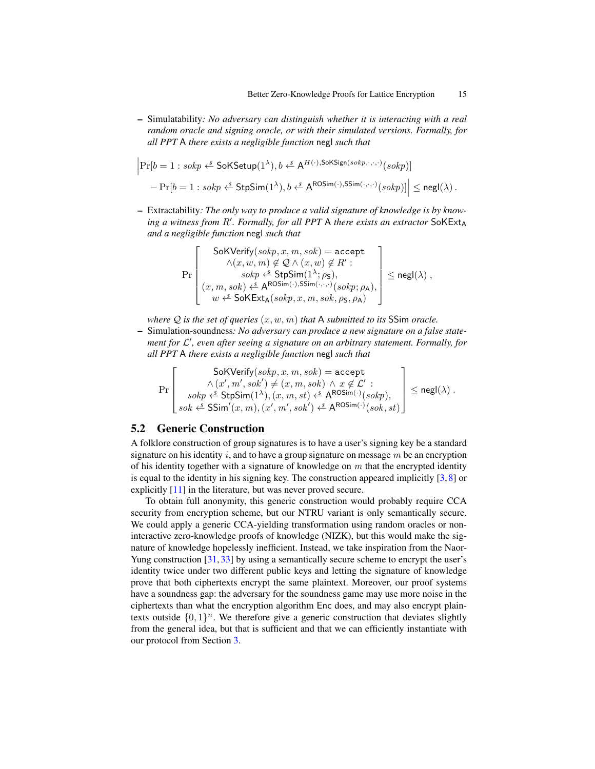– Simulatability*: No adversary can distinguish whether it is interacting with a real random oracle and signing oracle, or with their simulated versions. Formally, for all PPT* $\mathsf{A}$ *there exists a negligible function* $\mathsf{negl}$ *such that*

$$\Big|\Pr[b = 1 : sokp \xleftarrow{\$} \mathsf{SoKSetup}(1^\lambda), b \xleftarrow{\$} \mathsf{A}^{H(\cdot),\mathsf{SoKSign}(sokp,\cdot,\cdot,\cdot)}(sokp)]$$
$$- \Pr[b = 1 : sokp \xleftarrow{\$} \mathsf{StpSim}(1^\lambda), b \xleftarrow{\$} \mathsf{A}^{\mathsf{ROSim}(\cdot),\mathsf{SSim}(\cdot,\cdot,\cdot)}(sokp)]\Big| \leq \mathsf{negl}(\lambda) .$$

– Extractability*: The only way to produce a valid signature of knowledge is by knowing a witness from* $R'$*. Formally, for all PPT* $\mathsf{A}$ *there exists an extractor* $\mathsf{SoKExt}_\mathsf{A}$ *and a negligible function* $\mathsf{negl}$ *such that*

$$\Pr\left[\begin{array}{c} \mathsf{SoKVerify}(sokp, x, m, sok) = \mathtt{accept} \\ \wedge (x, w, m) \notin \mathcal{Q} \wedge (x, w) \notin R' : \\ sokp \xleftarrow{\$} \mathsf{StpSim}(1^\lambda; \rho_\mathsf{S}), \\ (x, m, sok) \xleftarrow{\$} \mathsf{A}^{\mathsf{ROSim}(\cdot),\mathsf{SSim}(\cdot,\cdot,\cdot)}(sokp; \rho_\mathsf{A}), \\ w \xleftarrow{\$} \mathsf{SoKExt}_\mathsf{A}(sokp, x, m, sok, \rho_\mathsf{S}, \rho_\mathsf{A}) \end{array}\right] \leq \mathsf{negl}(\lambda) ,$$

*where* $\mathcal{Q}$ *is the set of queries* $(x, w, m)$ *that* $\mathsf{A}$ *submitted to its* $\mathsf{SSim}$ *oracle.*

– Simulation-soundness*: No adversary can produce a new signature on a false statement for* $\mathcal{L}'$*, even after seeing a signature on an arbitrary statement. Formally, for all PPT* $\mathsf{A}$ *there exists a negligible function* $\mathsf{negl}$ *such that*

$$\Pr\left[\begin{array}{c} \mathsf{SoKVerify}(sokp, x, m, sok) = \mathtt{accept} \\ \wedge (x', m', sok') \neq (x, m, sok) \wedge x \notin \mathcal{L}' : \\ sokp \xleftarrow{\$} \mathsf{StpSim}(1^\lambda), (x, m, st) \xleftarrow{\$} \mathsf{A}^{\mathsf{ROSim}(\cdot)}(sokp), \\ sok \xleftarrow{\$} \mathsf{SSim}'(x, m), (x', m', sok') \xleftarrow{\$} \mathsf{A}^{\mathsf{ROSim}(\cdot)}(sok, st) \end{array}\right] \leq \mathsf{negl}(\lambda) .$$

## 5.2 Generic Construction

A folklore construction of group signatures is to have a user's signing key be a standard signature on his identity $i$, and to have a group signature on message $m$ be an encryption of his identity together with a signature of knowledge on $m$ that the encrypted identity is equal to the identity in his signing key. The construction appeared implicitly [3, 8] or explicitly [11] in the literature, but was never proved secure.

To obtain full anonymity, this generic construction would probably require CCA security from encryption scheme, but our NTRU variant is only semantically secure. We could apply a generic CCA-yielding transformation using random oracles or non-interactive zero-knowledge proofs of knowledge (NIZK), but this would make the signature of knowledge hopelessly inefficient. Instead, we take inspiration from the Naor-Yung construction [31, 33] by using a semantically secure scheme to encrypt the user's identity twice under two different public keys and letting the signature of knowledge prove that both ciphertexts encrypt the same plaintext. Moreover, our proof systems have a soundness gap: the adversary for the soundness game may use more noise in the ciphertexts than what the encryption algorithm $\mathsf{Enc}$ does, and may also encrypt plaintexts outside $\{0, 1\}^n$. We therefore give a generic construction that deviates slightly from the general idea, but that is sufficient and that we can efficiently instantiate with our protocol from Section 3.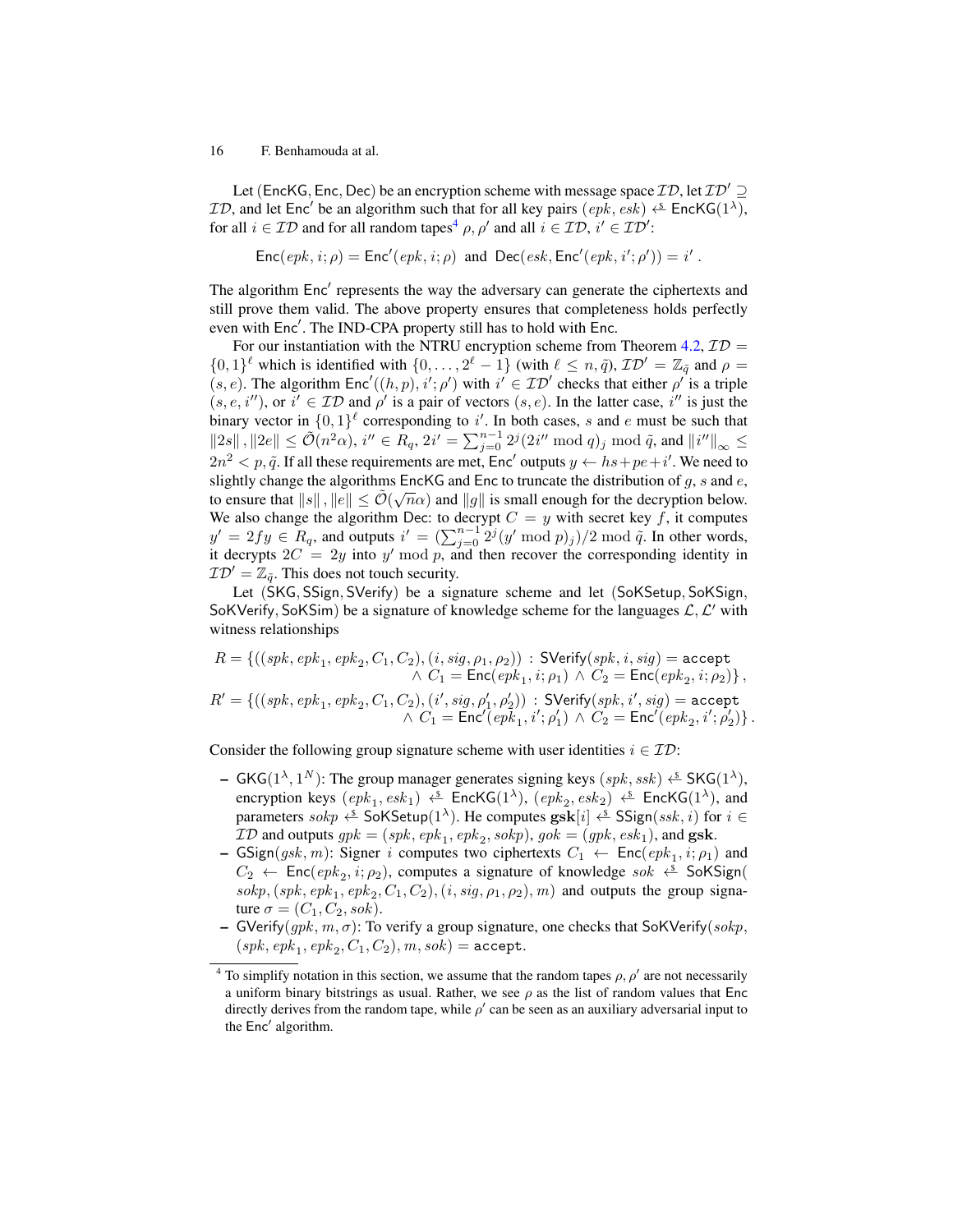Let $(\mathsf{EncKG}, \mathsf{Enc}, \mathsf{Dec})$ be an encryption scheme with message space $\mathcal{ID}$, let $\mathcal{ID}' \supseteq \mathcal{ID}$, and let $\mathsf{Enc}'$ be an algorithm such that for all key pairs $(epk, esk) \xleftarrow{\$} \mathsf{EncKG}(1^\lambda)$, for all $i \in \mathcal{ID}$ and for all random tapes[4] $\rho, \rho'$ and all $i \in \mathcal{ID}$, $i' \in \mathcal{ID}'$:

$$\mathsf{Enc}(epk, i; \rho) = \mathsf{Enc}'(epk, i; \rho) \text{ and } \mathsf{Dec}(esk, \mathsf{Enc}'(epk, i'; \rho')) = i' .$$

The algorithm $\mathsf{Enc}'$ represents the way the adversary can generate the ciphertexts and still prove them valid. The above property ensures that completeness holds perfectly even with $\mathsf{Enc}'$. The IND-CPA property still has to hold with $\mathsf{Enc}$.

For our instantiation with the NTRU encryption scheme from Theorem 4.2, $\mathcal{ID} = \{0,1\}^\ell$ which is identified with $\{0, \ldots, 2^\ell - 1\}$ (with $\ell \leq n, \tilde{q}$), $\mathcal{ID}' = \mathbb{Z}_{\tilde{q}}$ and $\rho = (s, e)$. The algorithm $\mathsf{Enc}'((h, p), i'; \rho')$ with $i' \in \mathcal{ID}'$ checks that either $\rho'$ is a triple $(s, e, i'')$, or $i' \in \mathcal{ID}$ and $\rho'$ is a pair of vectors $(s, e)$. In the latter case, $i''$ is just the binary vector in $\{0,1\}^\ell$ corresponding to $i'$. In both cases, $s$ and $e$ must be such that $\|2s\|, \|2e\| \leq \tilde{\mathcal{O}}(n^2 \alpha)$, $i'' \in R_q$, $2i' = \sum_{j=0}^{n-1} 2^j (2i'' \bmod q)_j \bmod \tilde{q}$, and $\|i''\|_\infty \leq 2n^2 < p, \tilde{q}$. If all these requirements are met, $\mathsf{Enc}'$ outputs $y \leftarrow hs + pe + i'$. We need to slightly change the algorithms $\mathsf{EncKG}$ and $\mathsf{Enc}$ to truncate the distribution of $g$, $s$ and $e$, to ensure that $\|s\|, \|e\| \leq \tilde{\mathcal{O}}(\sqrt{n}\alpha)$ and $\|g\|$ is small enough for the decryption below. We also change the algorithm $\mathsf{Dec}$: to decrypt $C = y$ with secret key $f$, it computes $y' = 2fy \in R_q$, and outputs $i' = (\sum_{j=0}^{n-1} 2^j (y' \bmod p)_j)/2 \bmod \tilde{q}$. In other words, it decrypts $2C = 2y$ into $y' \bmod p$, and then recover the corresponding identity in $\mathcal{ID}' = \mathbb{Z}_{\tilde{q}}$. This does not touch security.

Let $(\mathsf{SKG}, \mathsf{SSign}, \mathsf{SVerify})$ be a signature scheme and let $(\mathsf{SoKSetup}, \mathsf{SoKSign}, \mathsf{SoKVerify}, \mathsf{SoKSim})$ be a signature of knowledge scheme for the languages $\mathcal{L}, \mathcal{L}'$ with witness relationships

$$R = \{((spk, epk_1, epk_2, C_1, C_2), (i, sig, \rho_1, \rho_2)) : \mathsf{SVerify}(spk, i, sig) = \mathtt{accept} \wedge C_1 = \mathsf{Enc}(epk_1, i; \rho_1) \wedge C_2 = \mathsf{Enc}(epk_2, i; \rho_2)\},$$

$$R' = \{((spk, epk_1, epk_2, C_1, C_2), (i', sig, \rho_1', \rho_2')) : \mathsf{SVerify}(spk, i', sig) = \mathtt{accept} \wedge C_1 = \mathsf{Enc}'(epk_1, i'; \rho_1') \wedge C_2 = \mathsf{Enc}'(epk_2, i'; \rho_2')\}.$$

Consider the following group signature scheme with user identities $i \in \mathcal{ID}$:

- $\mathsf{GKG}(1^\lambda, 1^N)$: The group manager generates signing keys $(spk, ssk) \xleftarrow{\$} \mathsf{SKG}(1^\lambda)$, encryption keys $(epk_1, esk_1) \xleftarrow{\$} \mathsf{EncKG}(1^\lambda)$, $(epk_2, esk_2) \xleftarrow{\$} \mathsf{EncKG}(1^\lambda)$, and parameters $sokp \xleftarrow{\$} \mathsf{SoKSetup}(1^\lambda)$. He computes $\mathbf{gsk}[i] \xleftarrow{\$} \mathsf{SSign}(ssk, i)$ for $i \in \mathcal{ID}$ and outputs $gpk = (spk, epk_1, epk_2, sokp)$, $gok = (gpk, esk_1)$, and $\mathbf{gsk}$.
- $\mathsf{GSign}(gsk, m)$: Signer $i$ computes two ciphertexts $C_1 \leftarrow \mathsf{Enc}(epk_1, i; \rho_1)$ and $C_2 \leftarrow \mathsf{Enc}(epk_2, i; \rho_2)$, computes a signature of knowledge $sok \xleftarrow{\$} \mathsf{SoKSign}(sokp, (spk, epk_1, epk_2, C_1, C_2), (i, sig, \rho_1, \rho_2), m)$ and outputs the group signature $\sigma = (C_1, C_2, sok)$.
- $\mathsf{GVerify}(gpk, m, \sigma)$: To verify a group signature, one checks that $\mathsf{SoKVerify}(sokp, (spk, epk_1, epk_2, C_1, C_2), m, sok) = \mathtt{accept}$.

[4] To simplify notation in this section, we assume that the random tapes $\rho, \rho'$ are not necessarily a uniform binary bitstrings as usual. Rather, we see $\rho$ as the list of random values that $\mathsf{Enc}$ directly derives from the random tape, while $\rho'$ can be seen as an auxiliary adversarial input to the $\mathsf{Enc}'$ algorithm.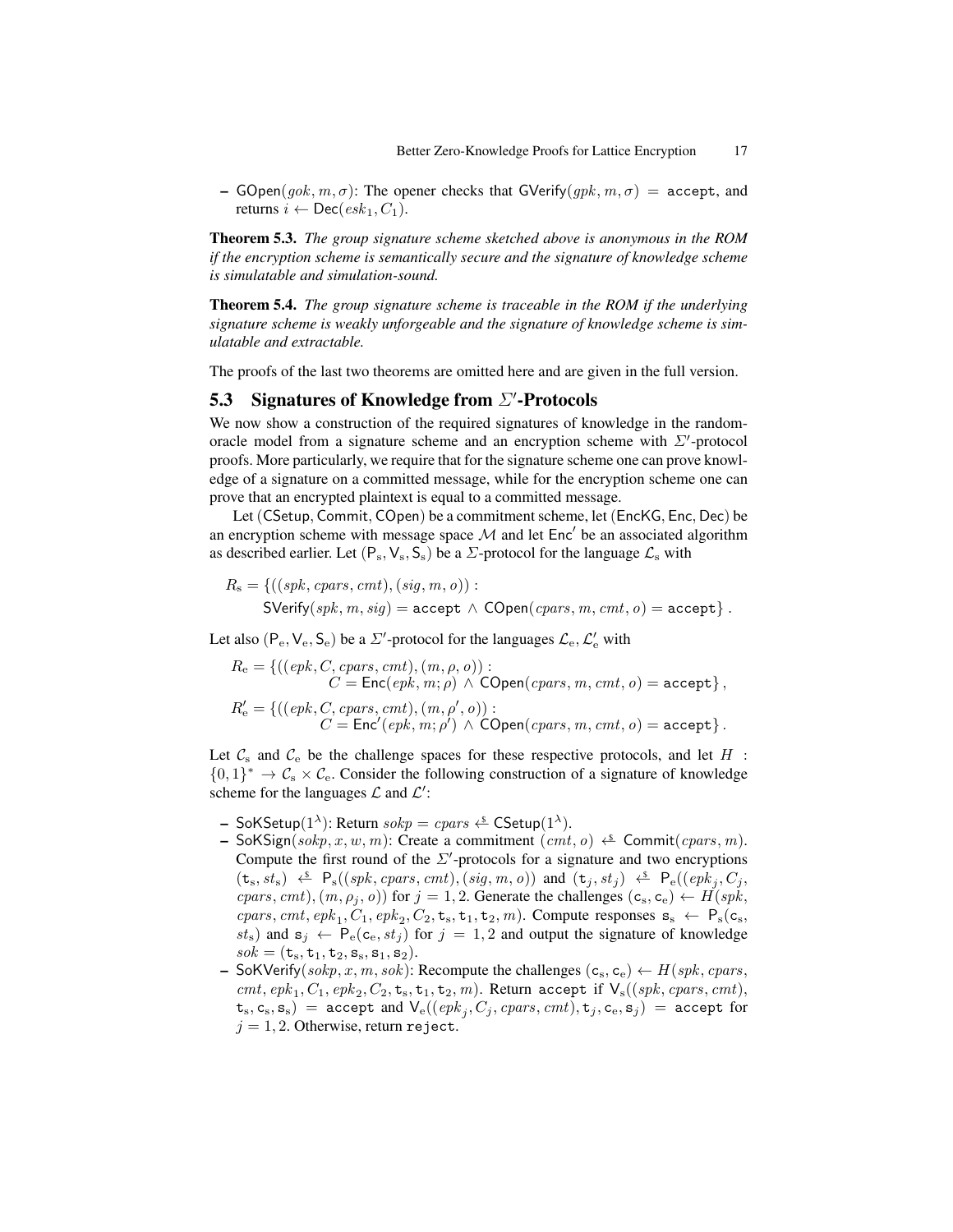– $\mathsf{GOpen}(gok, m, \sigma)$: The opener checks that $\mathsf{GVerify}(gpk, m, \sigma) = \mathtt{accept}$, and returns $i \leftarrow \mathsf{Dec}(esk_1, C_1)$.

**Theorem 5.3.** *The group signature scheme sketched above is anonymous in the ROM if the encryption scheme is semantically secure and the signature of knowledge scheme is simulatable and simulation-sound.*

**Theorem 5.4.** *The group signature scheme is traceable in the ROM if the underlying signature scheme is weakly unforgeable and the signature of knowledge scheme is simulatable and extractable.*

The proofs of the last two theorems are omitted here and are given in the full version.

### 5.3 Signatures of Knowledge from $\Sigma'$-Protocols

We now show a construction of the required signatures of knowledge in the random-oracle model from a signature scheme and an encryption scheme with $\Sigma'$-protocol proofs. More particularly, we require that for the signature scheme one can prove knowledge of a signature on a committed message, while for the encryption scheme one can prove that an encrypted plaintext is equal to a committed message.

Let $(\mathsf{CSetup}, \mathsf{Commit}, \mathsf{COpen})$ be a commitment scheme, let $(\mathsf{EncKG}, \mathsf{Enc}, \mathsf{Dec})$ be an encryption scheme with message space $\mathcal{M}$ and let $\mathsf{Enc}'$ be an associated algorithm as described earlier. Let $(\mathsf{P}_\mathrm{s}, \mathsf{V}_\mathrm{s}, \mathsf{S}_\mathrm{s})$ be a $\Sigma$-protocol for the language $\mathcal{L}_\mathrm{s}$ with

$$R_\mathrm{s} = \{((spk, cpars, cmt), (sig, m, o)) : \\ \mathsf{SVerify}(spk, m, sig) = \mathtt{accept} \wedge \mathsf{COpen}(cpars, m, cmt, o) = \mathtt{accept}\} .$$

Let also $(\mathsf{P}_\mathrm{e}, \mathsf{V}_\mathrm{e}, \mathsf{S}_\mathrm{e})$ be a $\Sigma'$-protocol for the languages $\mathcal{L}_\mathrm{e}, \mathcal{L}'_\mathrm{e}$ with

$$R_\mathrm{e} = \{((epk, C, cpars, cmt), (m, \rho, o)) : \\ C = \mathsf{Enc}(epk, m; \rho) \wedge \mathsf{COpen}(cpars, m, cmt, o) = \mathtt{accept}\} ,$$

$$R'_\mathrm{e} = \{((epk, C, cpars, cmt), (m, \rho', o)) : \\ C = \mathsf{Enc}'(epk, m; \rho') \wedge \mathsf{COpen}(cpars, m, cmt, o) = \mathtt{accept}\} .$$

Let $\mathcal{C}_\mathrm{s}$ and $\mathcal{C}_\mathrm{e}$ be the challenge spaces for these respective protocols, and let $H : \{0,1\}^* \to \mathcal{C}_\mathrm{s} \times \mathcal{C}_\mathrm{e}$. Consider the following construction of a signature of knowledge scheme for the languages $\mathcal{L}$ and $\mathcal{L}'$:

– $\mathsf{SoKSetup}(1^\lambda)$: Return $sokp = cpars \xleftarrow{\$} \mathsf{CSetup}(1^\lambda)$.
– $\mathsf{SoKSign}(sokp, x, w, m)$: Create a commitment $(cmt, o) \xleftarrow{\$} \mathsf{Commit}(cpars, m)$. Compute the first round of the $\Sigma'$-protocols for a signature and two encryptions $(\mathtt{t}_\mathrm{s}, st_\mathrm{s}) \xleftarrow{\$} \mathsf{P}_\mathrm{s}((spk, cpars, cmt), (sig, m, o))$ and $(\mathtt{t}_j, st_j) \xleftarrow{\$} \mathsf{P}_\mathrm{e}((epk_j, C_j, cpars, cmt), (m, \rho_j, o))$ for $j = 1, 2$. Generate the challenges $(\mathtt{c}_\mathrm{s}, \mathtt{c}_\mathrm{e}) \leftarrow H(spk, cpars, cmt, epk_1, C_1, epk_2, C_2, \mathtt{t}_\mathrm{s}, \mathtt{t}_1, \mathtt{t}_2, m)$. Compute responses $\mathtt{s}_\mathrm{s} \leftarrow \mathsf{P}_\mathrm{s}(\mathtt{c}_\mathrm{s}, st_\mathrm{s})$ and $\mathtt{s}_j \leftarrow \mathsf{P}_\mathrm{e}(\mathtt{c}_\mathrm{e}, st_j)$ for $j = 1, 2$ and output the signature of knowledge $sok = (\mathtt{t}_\mathrm{s}, \mathtt{t}_1, \mathtt{t}_2, \mathtt{s}_\mathrm{s}, \mathtt{s}_1, \mathtt{s}_2)$.
– $\mathsf{SoKVerify}(sokp, x, m, sok)$: Recompute the challenges $(\mathtt{c}_\mathrm{s}, \mathtt{c}_\mathrm{e}) \leftarrow H(spk, cpars, cmt, epk_1, C_1, epk_2, C_2, \mathtt{t}_\mathrm{s}, \mathtt{t}_1, \mathtt{t}_2, m)$. Return $\mathtt{accept}$ if $\mathsf{V}_\mathrm{s}((spk, cpars, cmt), \mathtt{t}_\mathrm{s}, \mathtt{c}_\mathrm{s}, \mathtt{s}_\mathrm{s}) = \mathtt{accept}$ and $\mathsf{V}_\mathrm{e}((epk_j, C_j, cpars, cmt), \mathtt{t}_j, \mathtt{c}_\mathrm{e}, \mathtt{s}_j) = \mathtt{accept}$ for $j = 1, 2$. Otherwise, return $\mathtt{reject}$.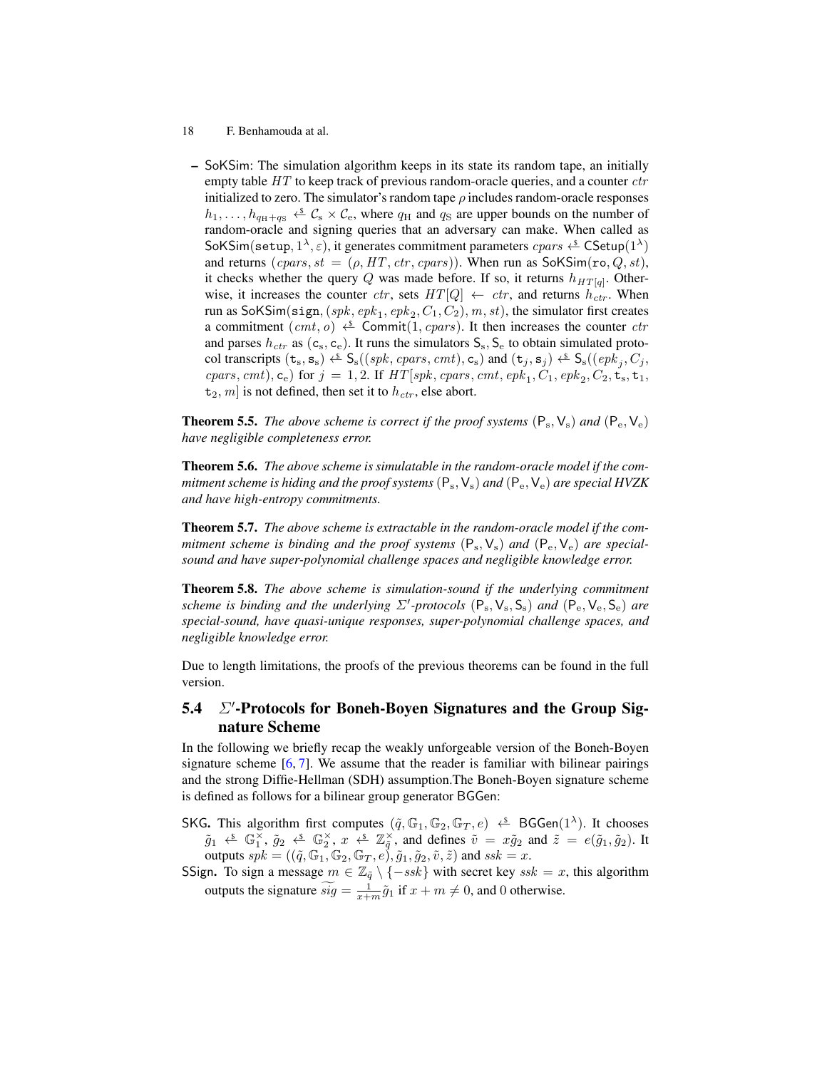– SoKSim: The simulation algorithm keeps in its state its random tape, an initially empty table $HT$ to keep track of previous random-oracle queries, and a counter $ctr$ initialized to zero. The simulator's random tape $\rho$ includes random-oracle responses $h_1, \ldots, h_{q_\mathrm{H}+q_\mathrm{S}} \xleftarrow{\$} \mathcal{C}_\mathrm{s} \times \mathcal{C}_\mathrm{e}$, where $q_\mathrm{H}$ and $q_\mathrm{S}$ are upper bounds on the number of random-oracle and signing queries that an adversary can make. When called as $\mathsf{SoKSim}(\mathtt{setup}, 1^\lambda, \varepsilon)$, it generates commitment parameters $cpars \xleftarrow{\$} \mathsf{CSetup}(1^\lambda)$ and returns $(cpars, st = (\rho, HT, ctr, cpars))$. When run as $\mathsf{SoKSim}(\mathtt{ro}, Q, st)$, it checks whether the query $Q$ was made before. If so, it returns $h_{HT[q]}$. Otherwise, it increases the counter $ctr$, sets $HT[Q] \leftarrow ctr$, and returns $h_{ctr}$. When run as $\mathsf{SoKSim}(\mathtt{sign}, (spk, epk_1, epk_2, C_1, C_2), m, st)$, the simulator first creates a commitment $(cmt, o) \xleftarrow{\$} \mathsf{Commit}(1, cpars)$. It then increases the counter $ctr$ and parses $h_{ctr}$ as $(\mathtt{c}_\mathrm{s}, \mathtt{c}_\mathrm{e})$. It runs the simulators $\mathsf{S}_\mathrm{s}, \mathsf{S}_\mathrm{e}$ to obtain simulated protocol transcripts $(\mathtt{t}_\mathrm{s}, \mathtt{s}_\mathrm{s}) \xleftarrow{\$} \mathsf{S}_\mathrm{s}((spk, cpars, cmt), \mathtt{c}_\mathrm{s})$ and $(\mathtt{t}_j, \mathtt{s}_j) \xleftarrow{\$} \mathsf{S}_\mathrm{s}((epk_j, C_j, cpars, cmt), \mathtt{c}_\mathrm{e})$ for $j = 1, 2$. If $HT[spk, cpars, cmt, epk_1, C_1, epk_2, C_2, \mathtt{t}_\mathrm{s}, \mathtt{t}_1, \mathtt{t}_2, m]$ is not defined, then set it to $h_{ctr}$, else abort.

**Theorem 5.5.** *The above scheme is correct if the proof systems $(\mathsf{P}_\mathrm{s}, \mathsf{V}_\mathrm{s})$ and $(\mathsf{P}_\mathrm{e}, \mathsf{V}_\mathrm{e})$ have negligible completeness error.*

**Theorem 5.6.** *The above scheme is simulatable in the random-oracle model if the commitment scheme is hiding and the proof systems $(\mathsf{P}_\mathrm{s}, \mathsf{V}_\mathrm{s})$ and $(\mathsf{P}_\mathrm{e}, \mathsf{V}_\mathrm{e})$ are special HVZK and have high-entropy commitments.*

**Theorem 5.7.** *The above scheme is extractable in the random-oracle model if the commitment scheme is binding and the proof systems $(\mathsf{P}_\mathrm{s}, \mathsf{V}_\mathrm{s})$ and $(\mathsf{P}_\mathrm{e}, \mathsf{V}_\mathrm{e})$ are special-sound and have super-polynomial challenge spaces and negligible knowledge error.*

**Theorem 5.8.** *The above scheme is simulation-sound if the underlying commitment scheme is binding and the underlying $\Sigma'$-protocols $(\mathsf{P}_\mathrm{s}, \mathsf{V}_\mathrm{s}, \mathsf{S}_\mathrm{s})$ and $(\mathsf{P}_\mathrm{e}, \mathsf{V}_\mathrm{e}, \mathsf{S}_\mathrm{e})$ are special-sound, have quasi-unique responses, super-polynomial challenge spaces, and negligible knowledge error.*

Due to length limitations, the proofs of the previous theorems can be found in the full version.

### 5.4 $\Sigma'$-Protocols for Boneh-Boyen Signatures and the Group Signature Scheme

In the following we briefly recap the weakly unforgeable version of the Boneh-Boyen signature scheme [6, 7]. We assume that the reader is familiar with bilinear pairings and the strong Diffie-Hellman (SDH) assumption.The Boneh-Boyen signature scheme is defined as follows for a bilinear group generator BGGen:

- **SKG.** This algorithm first computes $(\tilde{q}, \mathbb{G}_1, \mathbb{G}_2, \mathbb{G}_T, e) \xleftarrow{\$} \mathsf{BGGen}(1^\lambda)$. It chooses $\tilde{g}_1 \xleftarrow{\$} \mathbb{G}_1^\times$, $\tilde{g}_2 \xleftarrow{\$} \mathbb{G}_2^\times$, $x \xleftarrow{\$} \mathbb{Z}_{\tilde{q}}^\times$, and defines $\tilde{v} = x\tilde{g}_2$ and $\tilde{z} = e(\tilde{g}_1, \tilde{g}_2)$. It outputs $spk = ((\tilde{q}, \mathbb{G}_1, \mathbb{G}_2, \mathbb{G}_T, e), \tilde{g}_1, \tilde{g}_2, \tilde{v}, \tilde{z})$ and $ssk = x$.
- **SSign.** To sign a message $m \in \mathbb{Z}_{\tilde{q}} \setminus \{-ssk\}$ with secret key $ssk = x$, this algorithm outputs the signature $\widetilde{sig} = \frac{1}{x+m}\tilde{g}_1$ if $x + m \neq 0$, and 0 otherwise.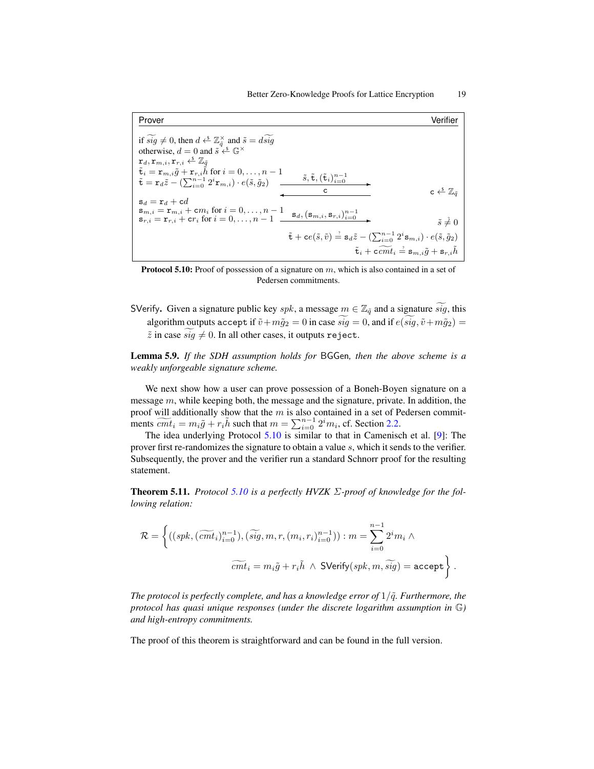| Prover | | Verifier |
|---|---|---|
| if $\widetilde{sig} \neq 0$, then $d \xleftarrow{\$} \mathbb{Z}_{\tilde{q}}^{\times}$ and $\tilde{s} = d\widetilde{sig}$ | | |
| otherwise, $d = 0$ and $\tilde{s} \xleftarrow{\$} \mathbb{G}^{\times}$ | | |
| $\mathtt{r}_d, \mathtt{r}_{m,i}, \mathtt{r}_{r,i} \xleftarrow{\$} \mathbb{Z}_{\tilde{q}}$ | | |
| $\tilde{\mathtt{t}}_i = \mathtt{r}_{m,i}\tilde{g} + \mathtt{r}_{r,i}\tilde{h}$ for $i = 0, \ldots, n-1$ | | |
| $\tilde{\mathtt{t}} = \mathtt{r}_d\tilde{z} - (\sum_{i=0}^{n-1} 2^i \mathtt{r}_{m,i}) \cdot e(\tilde{s}, \tilde{g}_2)$ | $\xrightarrow{\tilde{s}, \tilde{\mathtt{t}}, (\tilde{\mathtt{t}}_i)_{i=0}^{n-1}}$ | |
| | $\xleftarrow{\mathtt{c}}$ | $\mathtt{c} \xleftarrow{\$} \mathbb{Z}_{\tilde{q}}$ |
| $\mathtt{s}_d = \mathtt{r}_d + \mathtt{c}d$ | | |
| $\mathtt{s}_{m,i} = \mathtt{r}_{m,i} + \mathtt{c}m_i$ for $i = 0, \ldots, n-1$ | | |
| $\mathtt{s}_{r,i} = \mathtt{r}_{r,i} + \mathtt{c}r_i$ for $i = 0, \ldots, n-1$ | $\xrightarrow{\mathtt{s}_d, (\mathtt{s}_{m,i}, \mathtt{s}_{r,i})_{i=0}^{n-1}}$ | $\tilde{s} \stackrel{?}{\neq} 0$ |
| | $\tilde{\mathtt{t}} + \mathtt{c}e(\tilde{s}, \tilde{v}) \stackrel{?}{=} \mathtt{s}_d\tilde{z} - (\sum_{i=0}^{n-1} 2^i \mathtt{s}_{m,i}) \cdot e(\tilde{s}, \tilde{g}_2)$ | |
| | $\tilde{\mathtt{t}}_i + \mathtt{c}\widetilde{cmt}_i \stackrel{?}{=} \mathtt{s}_{m,i}\tilde{g} + \mathtt{s}_{r,i}\tilde{h}$ | |

**Protocol 5.10:** Proof of possession of a signature on $m$, which is also contained in a set of Pedersen commitments.

SVerify. Given a signature public key $spk$, a message $m \in \mathbb{Z}_{\tilde{q}}$ and a signature $\widetilde{sig}$, this algorithm outputs `accept` if $\tilde{v} + m\tilde{g}_2 = 0$ in case $\widetilde{sig} = 0$, and if $e(\widetilde{sig}, \tilde{v} + m\tilde{g}_2) = \tilde{z}$ in case $\widetilde{sig} \neq 0$. In all other cases, it outputs `reject`.

**Lemma 5.9.** *If the SDH assumption holds for* BGGen*, then the above scheme is a weakly unforgeable signature scheme.*

We next show how a user can prove possession of a Boneh-Boyen signature on a message $m$, while keeping both, the message and the signature, private. In addition, the proof will additionally show that the $m$ is also contained in a set of Pedersen commitments $\widetilde{cmt}_i = m_i\tilde{g} + r_i\tilde{h}$ such that $m = \sum_{i=0}^{n-1} 2^i m_i$, cf. Section 2.2.

The idea underlying Protocol 5.10 is similar to that in Camenisch et al. [9]: The prover first re-randomizes the signature to obtain a value $s$, which it sends to the verifier. Subsequently, the prover and the verifier run a standard Schnorr proof for the resulting statement.

**Theorem 5.11.** *Protocol 5.10 is a perfectly HVZK $\Sigma$-proof of knowledge for the following relation:*

$$\mathcal{R} = \left\{ ((spk, (\widetilde{cmt}_i)_{i=0}^{n-1}), (\widetilde{sig}, m, r, (m_i, r_i)_{i=0}^{n-1})) : m = \sum_{i=0}^{n-1} 2^i m_i \wedge \right.$$
$$\left. \widetilde{cmt}_i = m_i\tilde{g} + r_i\tilde{h} \wedge \mathsf{SVerify}(spk, m, \widetilde{sig}) = \mathtt{accept} \right\}.$$

*The protocol is perfectly complete, and has a knowledge error of $1/\tilde{q}$. Furthermore, the protocol has quasi unique responses (under the discrete logarithm assumption in $\mathbb{G}$) and high-entropy commitments.*

The proof of this theorem is straightforward and can be found in the full version.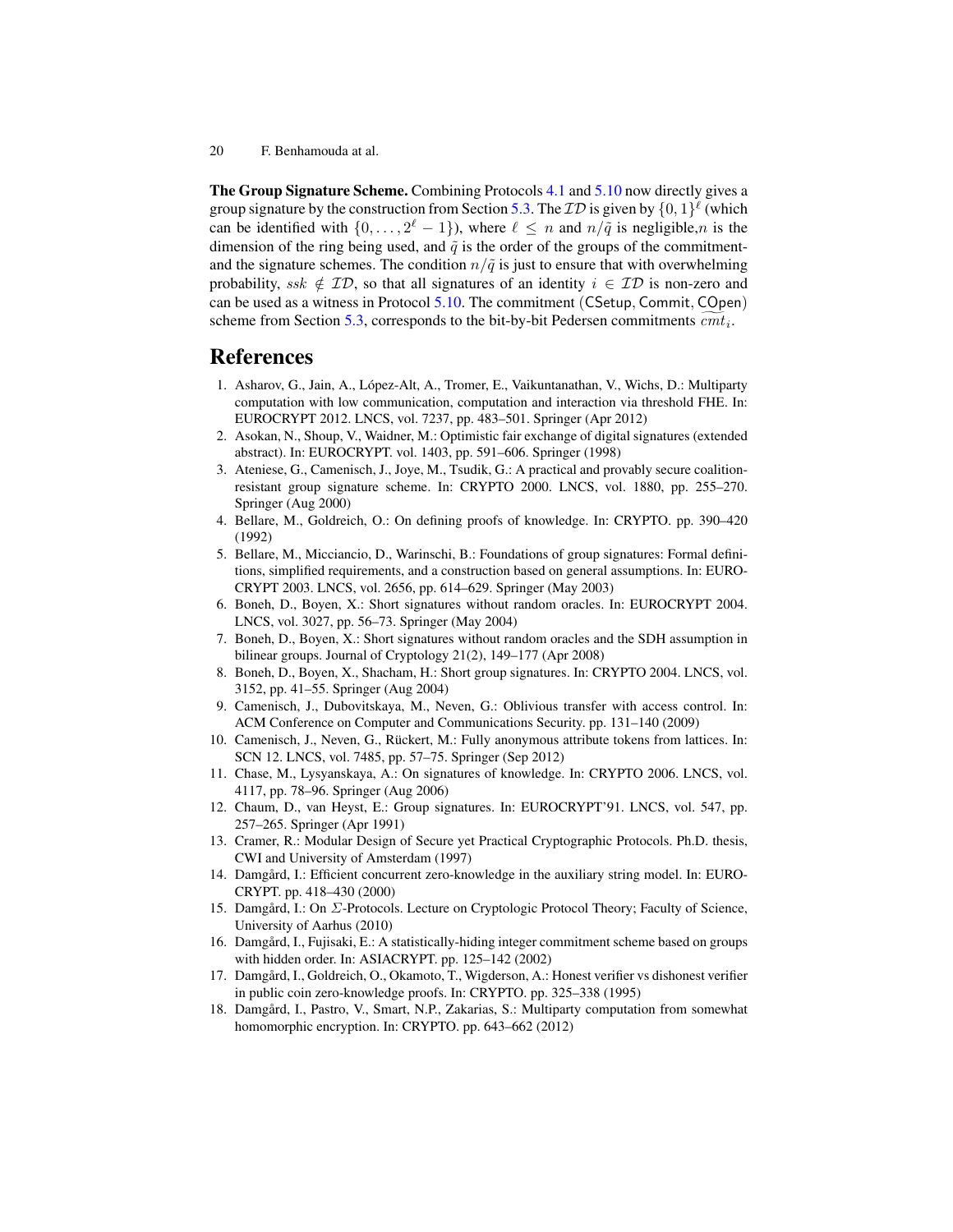**The Group Signature Scheme.** Combining Protocols 4.1 and 5.10 now directly gives a group signature by the construction from Section 5.3. The $\mathcal{ID}$ is given by $\{0,1\}^\ell$ (which can be identified with $\{0,\dots,2^\ell-1\}$), where $\ell \le n$ and $n/\tilde{q}$ is negligible,$n$ is the dimension of the ring being used, and $\tilde{q}$ is the order of the groups of the commitment- and the signature schemes. The condition $n/\tilde{q}$ is just to ensure that with overwhelming probability, $ssk \notin \mathcal{ID}$, so that all signatures of an identity $i \in \mathcal{ID}$ is non-zero and can be used as a witness in Protocol 5.10. The commitment (CSetup, Commit, COpen) scheme from Section 5.3, corresponds to the bit-by-bit Pedersen commitments $\widetilde{cmt}_i$.

## References

1. Asharov, G., Jain, A., López-Alt, A., Tromer, E., Vaikuntanathan, V., Wichs, D.: Multiparty computation with low communication, computation and interaction via threshold FHE. In: EUROCRYPT 2012. LNCS, vol. 7237, pp. 483–501. Springer (Apr 2012)
2. Asokan, N., Shoup, V., Waidner, M.: Optimistic fair exchange of digital signatures (extended abstract). In: EUROCRYPT. vol. 1403, pp. 591–606. Springer (1998)
3. Ateniese, G., Camenisch, J., Joye, M., Tsudik, G.: A practical and provably secure coalition-resistant group signature scheme. In: CRYPTO 2000. LNCS, vol. 1880, pp. 255–270. Springer (Aug 2000)
4. Bellare, M., Goldreich, O.: On defining proofs of knowledge. In: CRYPTO. pp. 390–420 (1992)
5. Bellare, M., Micciancio, D., Warinschi, B.: Foundations of group signatures: Formal definitions, simplified requirements, and a construction based on general assumptions. In: EUROCRYPT 2003. LNCS, vol. 2656, pp. 614–629. Springer (May 2003)
6. Boneh, D., Boyen, X.: Short signatures without random oracles. In: EUROCRYPT 2004. LNCS, vol. 3027, pp. 56–73. Springer (May 2004)
7. Boneh, D., Boyen, X.: Short signatures without random oracles and the SDH assumption in bilinear groups. Journal of Cryptology 21(2), 149–177 (Apr 2008)
8. Boneh, D., Boyen, X., Shacham, H.: Short group signatures. In: CRYPTO 2004. LNCS, vol. 3152, pp. 41–55. Springer (Aug 2004)
9. Camenisch, J., Dubovitskaya, M., Neven, G.: Oblivious transfer with access control. In: ACM Conference on Computer and Communications Security. pp. 131–140 (2009)
10. Camenisch, J., Neven, G., Rückert, M.: Fully anonymous attribute tokens from lattices. In: SCN 12. LNCS, vol. 7485, pp. 57–75. Springer (Sep 2012)
11. Chase, M., Lysyanskaya, A.: On signatures of knowledge. In: CRYPTO 2006. LNCS, vol. 4117, pp. 78–96. Springer (Aug 2006)
12. Chaum, D., van Heyst, E.: Group signatures. In: EUROCRYPT'91. LNCS, vol. 547, pp. 257–265. Springer (Apr 1991)
13. Cramer, R.: Modular Design of Secure yet Practical Cryptographic Protocols. Ph.D. thesis, CWI and University of Amsterdam (1997)
14. Damgård, I.: Efficient concurrent zero-knowledge in the auxiliary string model. In: EUROCRYPT. pp. 418–430 (2000)
15. Damgård, I.: On $\Sigma$-Protocols. Lecture on Cryptologic Protocol Theory; Faculty of Science, University of Aarhus (2010)
16. Damgård, I., Fujisaki, E.: A statistically-hiding integer commitment scheme based on groups with hidden order. In: ASIACRYPT. pp. 125–142 (2002)
17. Damgård, I., Goldreich, O., Okamoto, T., Wigderson, A.: Honest verifier vs dishonest verifier in public coin zero-knowledge proofs. In: CRYPTO. pp. 325–338 (1995)
18. Damgård, I., Pastro, V., Smart, N.P., Zakarias, S.: Multiparty computation from somewhat homomorphic encryption. In: CRYPTO. pp. 643–662 (2012)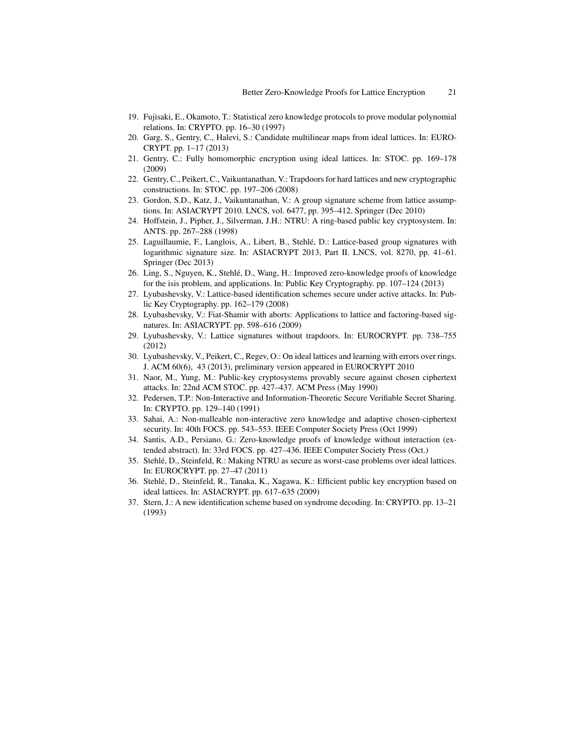19. Fujisaki, E., Okamoto, T.: Statistical zero knowledge protocols to prove modular polynomial relations. In: CRYPTO. pp. 16–30 (1997)
20. Garg, S., Gentry, C., Halevi, S.: Candidate multilinear maps from ideal lattices. In: EUROCRYPT. pp. 1–17 (2013)
21. Gentry, C.: Fully homomorphic encryption using ideal lattices. In: STOC. pp. 169–178 (2009)
22. Gentry, C., Peikert, C., Vaikuntanathan, V.: Trapdoors for hard lattices and new cryptographic constructions. In: STOC. pp. 197–206 (2008)
23. Gordon, S.D., Katz, J., Vaikuntanathan, V.: A group signature scheme from lattice assumptions. In: ASIACRYPT 2010. LNCS, vol. 6477, pp. 395–412. Springer (Dec 2010)
24. Hoffstein, J., Pipher, J., Silverman, J.H.: NTRU: A ring-based public key cryptosystem. In: ANTS. pp. 267–288 (1998)
25. Laguillaumie, F., Langlois, A., Libert, B., Stehlé, D.: Lattice-based group signatures with logarithmic signature size. In: ASIACRYPT 2013, Part II. LNCS, vol. 8270, pp. 41–61. Springer (Dec 2013)
26. Ling, S., Nguyen, K., Stehlé, D., Wang, H.: Improved zero-knowledge proofs of knowledge for the isis problem, and applications. In: Public Key Cryptography. pp. 107–124 (2013)
27. Lyubashevsky, V.: Lattice-based identification schemes secure under active attacks. In: Public Key Cryptography. pp. 162–179 (2008)
28. Lyubashevsky, V.: Fiat-Shamir with aborts: Applications to lattice and factoring-based signatures. In: ASIACRYPT. pp. 598–616 (2009)
29. Lyubashevsky, V.: Lattice signatures without trapdoors. In: EUROCRYPT. pp. 738–755 (2012)
30. Lyubashevsky, V., Peikert, C., Regev, O.: On ideal lattices and learning with errors over rings. J. ACM 60(6), 43 (2013), preliminary version appeared in EUROCRYPT 2010
31. Naor, M., Yung, M.: Public-key cryptosystems provably secure against chosen ciphertext attacks. In: 22nd ACM STOC. pp. 427–437. ACM Press (May 1990)
32. Pedersen, T.P.: Non-Interactive and Information-Theoretic Secure Verifiable Secret Sharing. In: CRYPTO. pp. 129–140 (1991)
33. Sahai, A.: Non-malleable non-interactive zero knowledge and adaptive chosen-ciphertext security. In: 40th FOCS. pp. 543–553. IEEE Computer Society Press (Oct 1999)
34. Santis, A.D., Persiano, G.: Zero-knowledge proofs of knowledge without interaction (extended abstract). In: 33rd FOCS. pp. 427–436. IEEE Computer Society Press (Oct.)
35. Stehlé, D., Steinfeld, R.: Making NTRU as secure as worst-case problems over ideal lattices. In: EUROCRYPT. pp. 27–47 (2011)
36. Stehlé, D., Steinfeld, R., Tanaka, K., Xagawa, K.: Efficient public key encryption based on ideal lattices. In: ASIACRYPT. pp. 617–635 (2009)
37. Stern, J.: A new identification scheme based on syndrome decoding. In: CRYPTO. pp. 13–21 (1993)